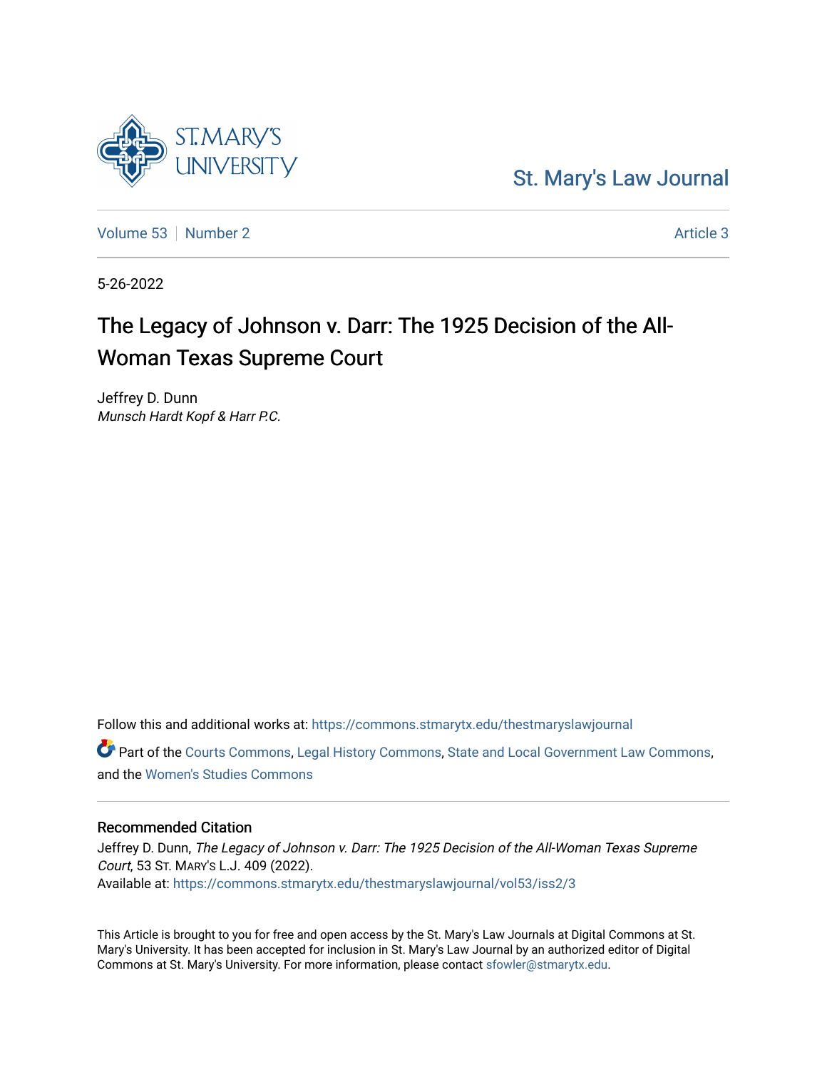St. Mary's Law Journal

Volume 53 | Number 2 | Article 3

5-26-2022

# The Legacy of Johnson v. Darr: The 1925 Decision of the All-Woman Texas Supreme Court

Jeffrey D. Dunn
*Munsch Hardt Kopf & Harr P.C.*

Follow this and additional works at: https://commons.stmarytx.edu/thestmaryslawjournal

Part of the Courts Commons, Legal History Commons, State and Local Government Law Commons, and the Women's Studies Commons

## Recommended Citation

Jeffrey D. Dunn, *The Legacy of Johnson v. Darr: The 1925 Decision of the All-Woman Texas Supreme Court*, 53 St. Mary's L.J. 409 (2022).
Available at: https://commons.stmarytx.edu/thestmaryslawjournal/vol53/iss2/3

This Article is brought to you for free and open access by the St. Mary's Law Journals at Digital Commons at St. Mary's University. It has been accepted for inclusion in St. Mary's Law Journal by an authorized editor of Digital Commons at St. Mary's University. For more information, please contact sfowler@stmarytx.edu.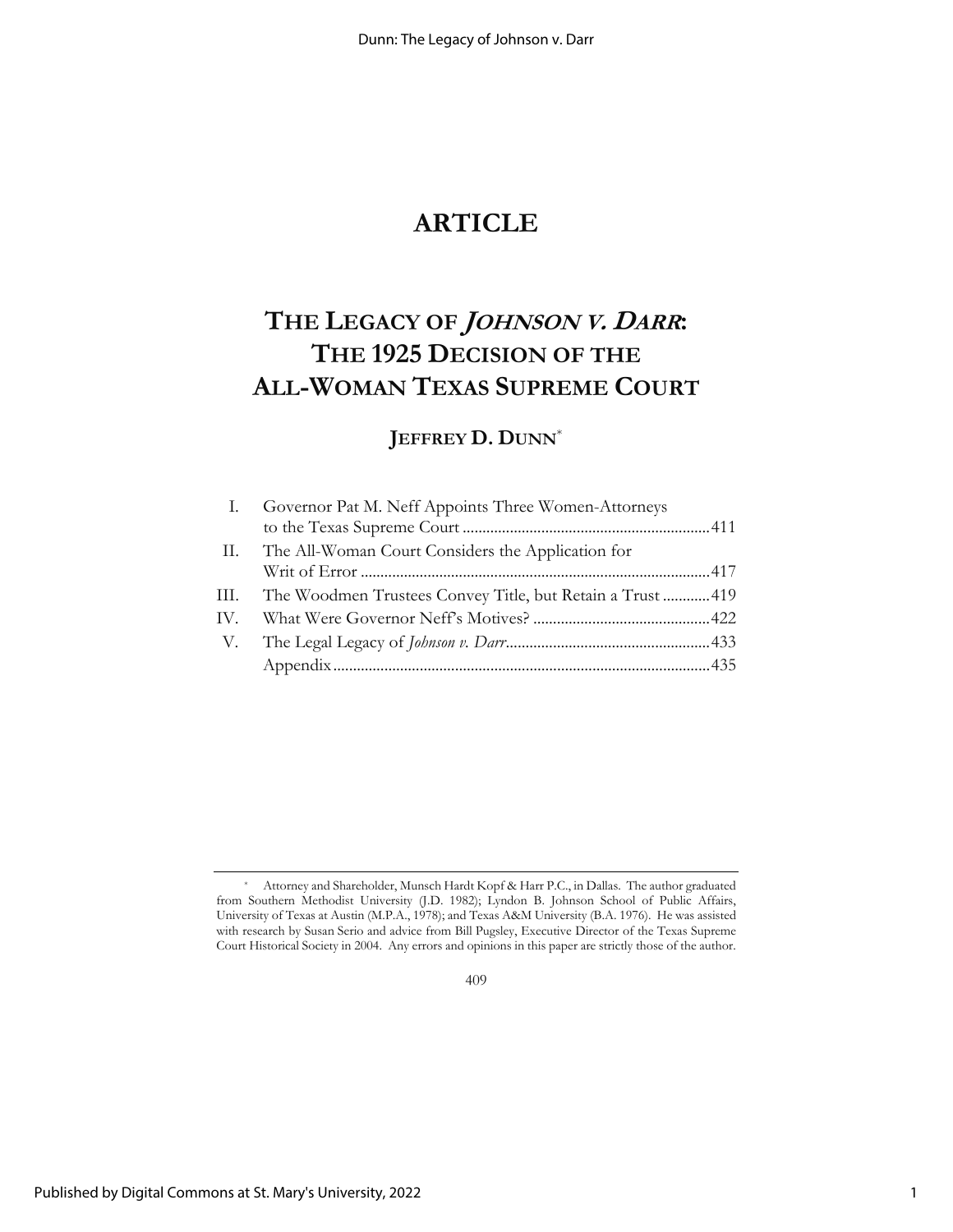# ARTICLE

# THE LEGACY OF *JOHNSON V. DARR*: THE 1925 DECISION OF THE ALL-WOMAN TEXAS SUPREME COURT

## JEFFREY D. DUNN*

| | | |
|---|---|---|
| I. | Governor Pat M. Neff Appoints Three Women-Attorneys to the Texas Supreme Court | 411 |
| II. | The All-Woman Court Considers the Application for Writ of Error | 417 |
| III. | The Woodmen Trustees Convey Title, but Retain a Trust | 419 |
| IV. | What Were Governor Neff's Motives? | 422 |
| V. | The Legal Legacy of *Johnson v. Darr* | 433 |
| | Appendix | 435 |

\* Attorney and Shareholder, Munsch Hardt Kopf & Harr P.C., in Dallas. The author graduated from Southern Methodist University (J.D. 1982); Lyndon B. Johnson School of Public Affairs, University of Texas at Austin (M.P.A., 1978); and Texas A&M University (B.A. 1976). He was assisted with research by Susan Serio and advice from Bill Pugsley, Executive Director of the Texas Supreme Court Historical Society in 2004. Any errors and opinions in this paper are strictly those of the author.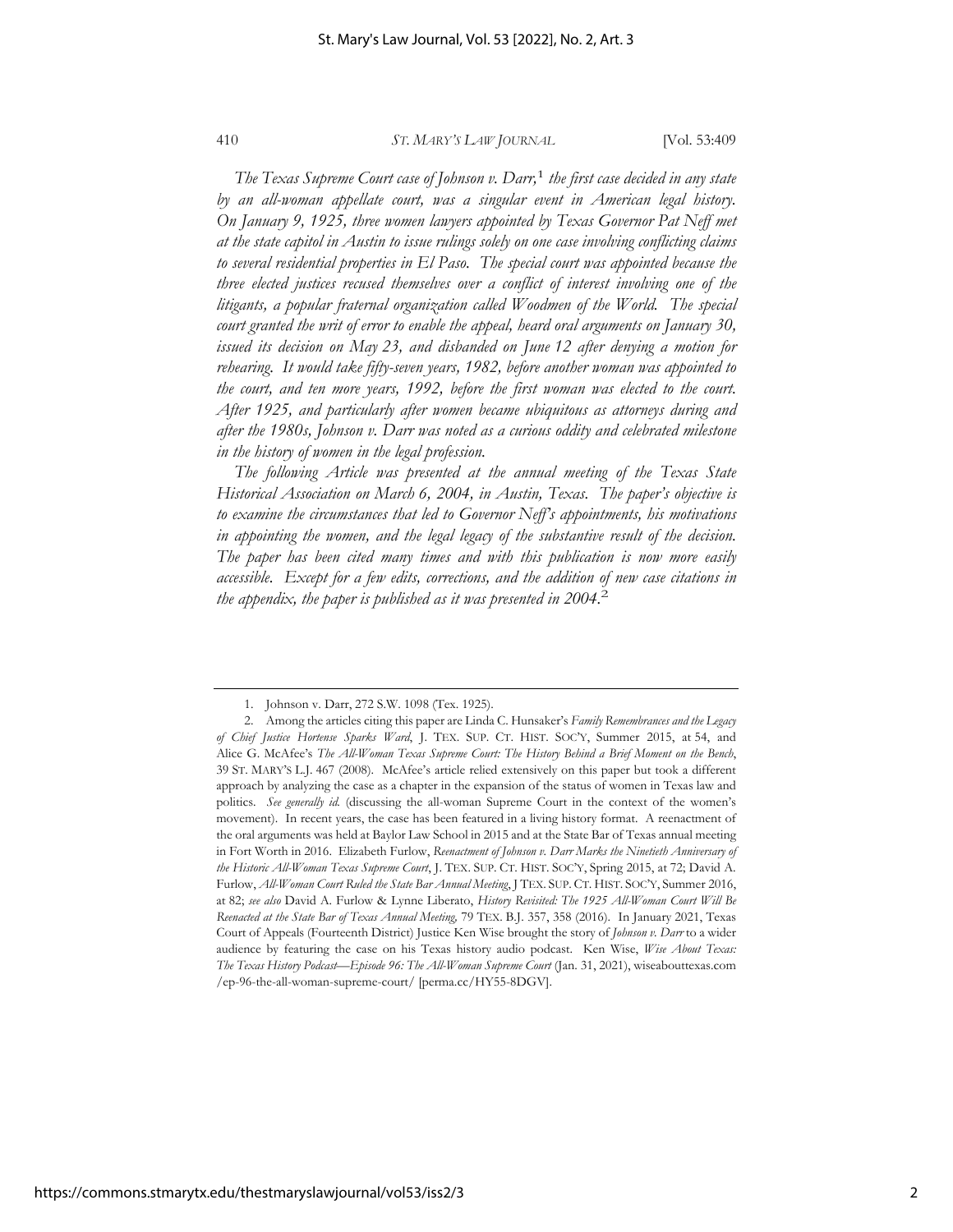*The Texas Supreme Court case of Johnson v. Darr,*[1] *the first case decided in any state by an all-woman appellate court, was a singular event in American legal history. On January 9, 1925, three women lawyers appointed by Texas Governor Pat Neff met at the state capitol in Austin to issue rulings solely on one case involving conflicting claims to several residential properties in El Paso. The special court was appointed because the three elected justices recused themselves over a conflict of interest involving one of the litigants, a popular fraternal organization called Woodmen of the World. The special court granted the writ of error to enable the appeal, heard oral arguments on January 30, issued its decision on May 23, and disbanded on June 12 after denying a motion for rehearing. It would take fifty-seven years, 1982, before another woman was appointed to the court, and ten more years, 1992, before the first woman was elected to the court. After 1925, and particularly after women became ubiquitous as attorneys during and after the 1980s, Johnson v. Darr was noted as a curious oddity and celebrated milestone in the history of women in the legal profession.*

*The following Article was presented at the annual meeting of the Texas State Historical Association on March 6, 2004, in Austin, Texas. The paper's objective is to examine the circumstances that led to Governor Neff's appointments, his motivations in appointing the women, and the legal legacy of the substantive result of the decision. The paper has been cited many times and with this publication is now more easily accessible. Except for a few edits, corrections, and the addition of new case citations in the appendix, the paper is published as it was presented in 2004.*[2]

---

1. Johnson v. Darr, 272 S.W. 1098 (Tex. 1925).

2. Among the articles citing this paper are Linda C. Hunsaker's *Family Remembrances and the Legacy of Chief Justice Hortense Sparks Ward*, J. TEX. SUP. CT. HIST. SOC'Y, Summer 2015, at 54, and Alice G. McAfee's *The All-Woman Texas Supreme Court: The History Behind a Brief Moment on the Bench*, 39 ST. MARY'S L.J. 467 (2008). McAfee's article relied extensively on this paper but took a different approach by analyzing the case as a chapter in the expansion of the status of women in Texas law and politics. *See generally id.* (discussing the all-woman Supreme Court in the context of the women's movement). In recent years, the case has been featured in a living history format. A reenactment of the oral arguments was held at Baylor Law School in 2015 and at the State Bar of Texas annual meeting in Fort Worth in 2016. Elizabeth Furlow, *Reenactment of Johnson v. Darr Marks the Ninetieth Anniversary of the Historic All-Woman Texas Supreme Court*, J. TEX. SUP. CT. HIST. SOC'Y, Spring 2015, at 72; David A. Furlow, *All-Woman Court Ruled the State Bar Annual Meeting*, J TEX. SUP. CT. HIST. SOC'Y, Summer 2016, at 82; *see also* David A. Furlow & Lynne Liberato, *History Revisited: The 1925 All-Woman Court Will Be Reenacted at the State Bar of Texas Annual Meeting,* 79 TEX. B.J. 357, 358 (2016). In January 2021, Texas Court of Appeals (Fourteenth District) Justice Ken Wise brought the story of *Johnson v. Darr* to a wider audience by featuring the case on his Texas history audio podcast. Ken Wise, *Wise About Texas: The Texas History Podcast—Episode 96: The All-Woman Supreme Court* (Jan. 31, 2021), wiseabouttexas.com /ep-96-the-all-woman-supreme-court/ [perma.cc/HY55-8DGV].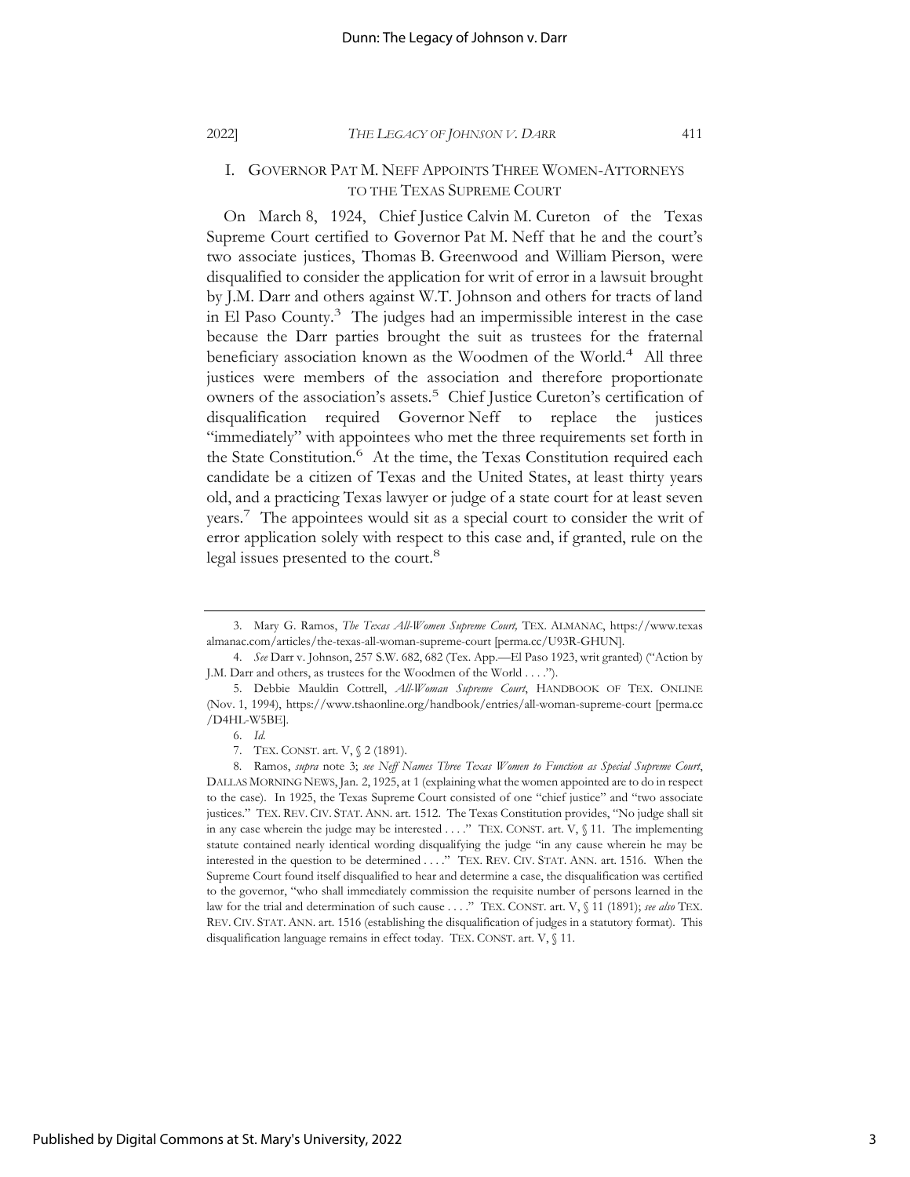## I. GOVERNOR PAT M. NEFF APPOINTS THREE WOMEN-ATTORNEYS TO THE TEXAS SUPREME COURT

On March 8, 1924, Chief Justice Calvin M. Cureton of the Texas Supreme Court certified to Governor Pat M. Neff that he and the court's two associate justices, Thomas B. Greenwood and William Pierson, were disqualified to consider the application for writ of error in a lawsuit brought by J.M. Darr and others against W.T. Johnson and others for tracts of land in El Paso County.[3] The judges had an impermissible interest in the case because the Darr parties brought the suit as trustees for the fraternal beneficiary association known as the Woodmen of the World.[4] All three justices were members of the association and therefore proportionate owners of the association's assets.[5] Chief Justice Cureton's certification of disqualification required Governor Neff to replace the justices "immediately" with appointees who met the three requirements set forth in the State Constitution.[6] At the time, the Texas Constitution required each candidate be a citizen of Texas and the United States, at least thirty years old, and a practicing Texas lawyer or judge of a state court for at least seven years.[7] The appointees would sit as a special court to consider the writ of error application solely with respect to this case and, if granted, rule on the legal issues presented to the court.[8]

---

3. Mary G. Ramos, *The Texas All-Women Supreme Court,* TEX. ALMANAC, https://www.texasalmanac.com/articles/the-texas-all-woman-supreme-court [perma.cc/U93R-GHUN].

4. *See* Darr v. Johnson, 257 S.W. 682, 682 (Tex. App.—El Paso 1923, writ granted) ("Action by J.M. Darr and others, as trustees for the Woodmen of the World . . . .").

5. Debbie Mauldin Cottrell, *All-Woman Supreme Court*, HANDBOOK OF TEX. ONLINE (Nov. 1, 1994), https://www.tshaonline.org/handbook/entries/all-woman-supreme-court [perma.cc/D4HL-W5BE].

6. *Id.*

7. TEX. CONST. art. V, § 2 (1891).

8. Ramos, *supra* note 3; *see Neff Names Three Texas Women to Function as Special Supreme Court*, DALLAS MORNING NEWS, Jan. 2, 1925, at 1 (explaining what the women appointed are to do in respect to the case). In 1925, the Texas Supreme Court consisted of one "chief justice" and "two associate justices." TEX. REV. CIV. STAT. ANN. art. 1512. The Texas Constitution provides, "No judge shall sit in any case wherein the judge may be interested . . . ." TEX. CONST. art. V, § 11. The implementing statute contained nearly identical wording disqualifying the judge "in any cause wherein he may be interested in the question to be determined . . . ." TEX. REV. CIV. STAT. ANN. art. 1516. When the Supreme Court found itself disqualified to hear and determine a case, the disqualification was certified to the governor, "who shall immediately commission the requisite number of persons learned in the law for the trial and determination of such cause . . . ." TEX. CONST. art. V, § 11 (1891); *see also* TEX. REV. CIV. STAT. ANN. art. 1516 (establishing the disqualification of judges in a statutory format). This disqualification language remains in effect today. TEX. CONST. art. V, § 11.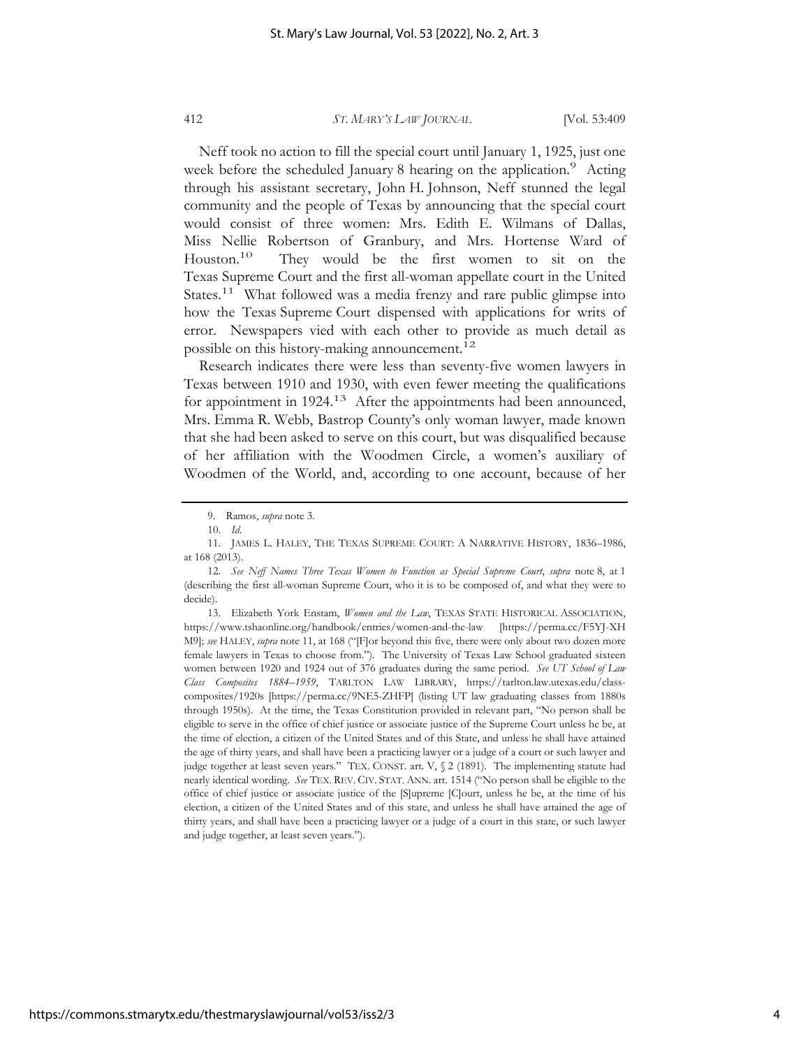Neff took no action to fill the special court until January 1, 1925, just one week before the scheduled January 8 hearing on the application.[9] Acting through his assistant secretary, John H. Johnson, Neff stunned the legal community and the people of Texas by announcing that the special court would consist of three women: Mrs. Edith E. Wilmans of Dallas, Miss Nellie Robertson of Granbury, and Mrs. Hortense Ward of Houston.[10] They would be the first women to sit on the Texas Supreme Court and the first all-woman appellate court in the United States.[11] What followed was a media frenzy and rare public glimpse into how the Texas Supreme Court dispensed with applications for writs of error. Newspapers vied with each other to provide as much detail as possible on this history-making announcement.[12]

Research indicates there were less than seventy-five women lawyers in Texas between 1910 and 1930, with even fewer meeting the qualifications for appointment in 1924.[13] After the appointments had been announced, Mrs. Emma R. Webb, Bastrop County's only woman lawyer, made known that she had been asked to serve on this court, but was disqualified because of her affiliation with the Woodmen Circle, a women's auxiliary of Woodmen of the World, and, according to one account, because of her

---

9. Ramos, *supra* note 3.

10. *Id.*

11. JAMES L. HALEY, THE TEXAS SUPREME COURT: A NARRATIVE HISTORY, 1836–1986, at 168 (2013).

12. *See Neff Names Three Texas Women to Function as Special Supreme Court*, *supra* note 8, at 1 (describing the first all-woman Supreme Court, who it is to be composed of, and what they were to decide).

13. Elizabeth York Enstam, *Women and the Law*, TEXAS STATE HISTORICAL ASSOCIATION, https://www.tshaonline.org/handbook/entries/women-and-the-law [https://perma.cc/F5YJ-XHM9]; *see* HALEY, *supra* note 11, at 168 ("[F]or beyond this five, there were only about two dozen more female lawyers in Texas to choose from."). The University of Texas Law School graduated sixteen women between 1920 and 1924 out of 376 graduates during the same period. *See UT School of Law Class Composites 1884–1959*, TARLTON LAW LIBRARY, https://tarlton.law.utexas.edu/class-composites/1920s [https://perma.cc/9NE5-ZHFP] (listing UT law graduating classes from 1880s through 1950s). At the time, the Texas Constitution provided in relevant part, "No person shall be eligible to serve in the office of chief justice or associate justice of the Supreme Court unless he be, at the time of election, a citizen of the United States and of this State, and unless he shall have attained the age of thirty years, and shall have been a practicing lawyer or a judge of a court or such lawyer and judge together at least seven years." TEX. CONST. art. V, § 2 (1891). The implementing statute had nearly identical wording. *See* TEX. REV. CIV. STAT. ANN. art. 1514 ("No person shall be eligible to the office of chief justice or associate justice of the [S]upreme [C]ourt, unless he be, at the time of his election, a citizen of the United States and of this state, and unless he shall have attained the age of thirty years, and shall have been a practicing lawyer or a judge of a court in this state, or such lawyer and judge together, at least seven years.").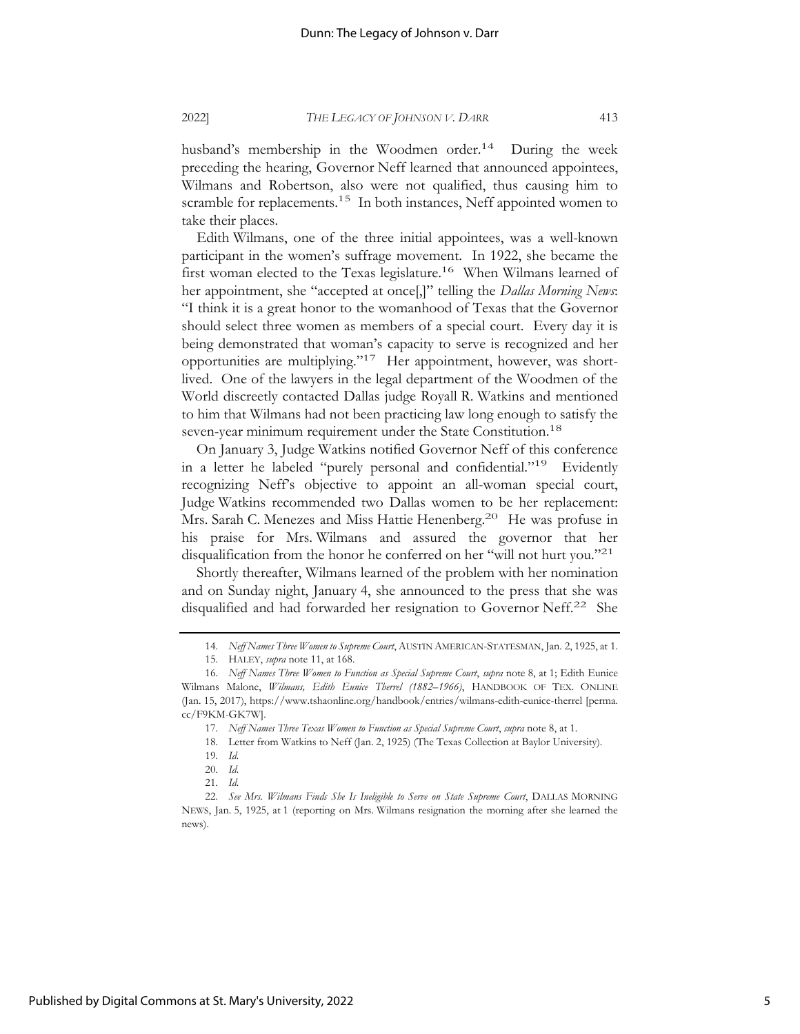husband's membership in the Woodmen order.[14] During the week preceding the hearing, Governor Neff learned that announced appointees, Wilmans and Robertson, also were not qualified, thus causing him to scramble for replacements.[15] In both instances, Neff appointed women to take their places.

Edith Wilmans, one of the three initial appointees, was a well-known participant in the women's suffrage movement. In 1922, she became the first woman elected to the Texas legislature.[16] When Wilmans learned of her appointment, she "accepted at once[,]" telling the *Dallas Morning News*: "I think it is a great honor to the womanhood of Texas that the Governor should select three women as members of a special court. Every day it is being demonstrated that woman's capacity to serve is recognized and her opportunities are multiplying."[17] Her appointment, however, was short-lived. One of the lawyers in the legal department of the Woodmen of the World discreetly contacted Dallas judge Royall R. Watkins and mentioned to him that Wilmans had not been practicing law long enough to satisfy the seven-year minimum requirement under the State Constitution.[18]

On January 3, Judge Watkins notified Governor Neff of this conference in a letter he labeled "purely personal and confidential."[19] Evidently recognizing Neff's objective to appoint an all-woman special court, Judge Watkins recommended two Dallas women to be her replacement: Mrs. Sarah C. Menezes and Miss Hattie Henenberg.[20] He was profuse in his praise for Mrs. Wilmans and assured the governor that her disqualification from the honor he conferred on her "will not hurt you."[21]

Shortly thereafter, Wilmans learned of the problem with her nomination and on Sunday night, January 4, she announced to the press that she was disqualified and had forwarded her resignation to Governor Neff.[22] She

---

14. *Neff Names Three Women to Supreme Court*, AUSTIN AMERICAN-STATESMAN, Jan. 2, 1925, at 1.

15. HALEY, *supra* note 11, at 168.

16. *Neff Names Three Women to Function as Special Supreme Court*, *supra* note 8, at 1; Edith Eunice Wilmans Malone, *Wilmans, Edith Eunice Therrel (1882–1966)*, HANDBOOK OF TEX. ONLINE (Jan. 15, 2017), https://www.tshaonline.org/handbook/entries/wilmans-edith-eunice-therrel [perma.cc/F9KM-GK7W].

17. *Neff Names Three Texas Women to Function as Special Supreme Court*, *supra* note 8, at 1.

18. Letter from Watkins to Neff (Jan. 2, 1925) (The Texas Collection at Baylor University).

19. *Id.*

20. *Id.*

21. *Id.*

22. *See Mrs. Wilmans Finds She Is Ineligible to Serve on State Supreme Court*, DALLAS MORNING NEWS, Jan. 5, 1925, at 1 (reporting on Mrs. Wilmans resignation the morning after she learned the news).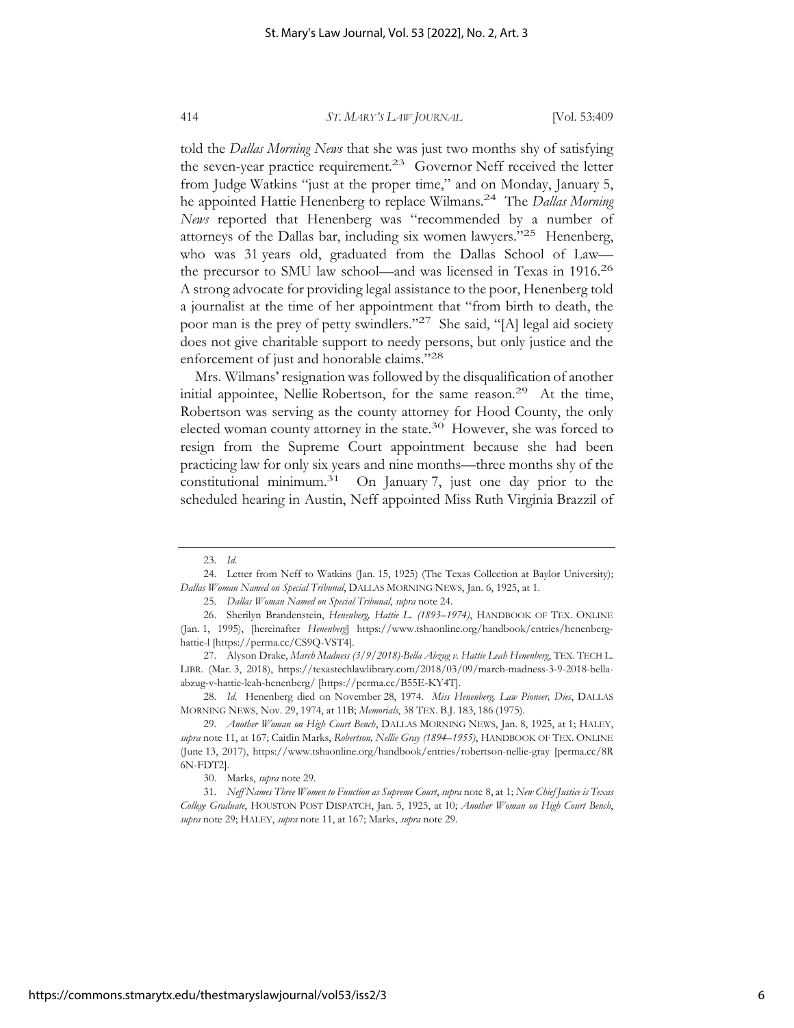told the *Dallas Morning News* that she was just two months shy of satisfying the seven-year practice requirement.[23] Governor Neff received the letter from Judge Watkins "just at the proper time," and on Monday, January 5, he appointed Hattie Henenberg to replace Wilmans.[24] The *Dallas Morning News* reported that Henenberg was "recommended by a number of attorneys of the Dallas bar, including six women lawyers."[25] Henenberg, who was 31 years old, graduated from the Dallas School of Law—the precursor to SMU law school—and was licensed in Texas in 1916.[26] A strong advocate for providing legal assistance to the poor, Henenberg told a journalist at the time of her appointment that "from birth to death, the poor man is the prey of petty swindlers."[27] She said, "[A] legal aid society does not give charitable support to needy persons, but only justice and the enforcement of just and honorable claims."[28]

Mrs. Wilmans' resignation was followed by the disqualification of another initial appointee, Nellie Robertson, for the same reason.[29] At the time, Robertson was serving as the county attorney for Hood County, the only elected woman county attorney in the state.[30] However, she was forced to resign from the Supreme Court appointment because she had been practicing law for only six years and nine months—three months shy of the constitutional minimum.[31] On January 7, just one day prior to the scheduled hearing in Austin, Neff appointed Miss Ruth Virginia Brazzil of

---

23. *Id.*

24. Letter from Neff to Watkins (Jan. 15, 1925) (The Texas Collection at Baylor University); *Dallas Woman Named on Special Tribunal*, DALLAS MORNING NEWS, Jan. 6, 1925, at 1.

25. *Dallas Woman Named on Special Tribunal*, *supra* note 24.

26. Sherilyn Brandenstein, *Henenberg, Hattie L. (1893–1974)*, HANDBOOK OF TEX. ONLINE (Jan. 1, 1995), [hereinafter *Henenberg*] https://www.tshaonline.org/handbook/entries/henenberg-hattie-l [https://perma.cc/CS9Q-VST4].

27. Alyson Drake, *March Madness (3/9/2018)-Bella Abzug v. Hattie Leah Henenberg*, TEX. TECH L. LIBR. (Mar. 3, 2018), https://texastechlawlibrary.com/2018/03/09/march-madness-3-9-2018-bella-abzug-v-hattie-leah-henenberg/ [https://perma.cc/B55E-KY4T].

28. *Id.* Henenberg died on November 28, 1974. *Miss Henenberg, Law Pioneer, Dies*, DALLAS MORNING NEWS, Nov. 29, 1974, at 11B; *Memorials*, 38 TEX. B.J. 183, 186 (1975).

29. *Another Woman on High Court Bench*, DALLAS MORNING NEWS, Jan. 8, 1925, at 1; HALEY, *supra* note 11, at 167; Caitlin Marks, *Robertson, Nellie Gray (1894–1955)*, HANDBOOK OF TEX. ONLINE (June 13, 2017), https://www.tshaonline.org/handbook/entries/robertson-nellie-gray [perma.cc/8R6N-FDT2].

30. Marks, *supra* note 29.

31. *Neff Names Three Women to Function as Supreme Court*, *supra* note 8, at 1; *New Chief Justice is Texas College Graduate*, HOUSTON POST DISPATCH, Jan. 5, 1925, at 10; *Another Woman on High Court Bench*, *supra* note 29; HALEY, *supra* note 11, at 167; Marks, *supra* note 29.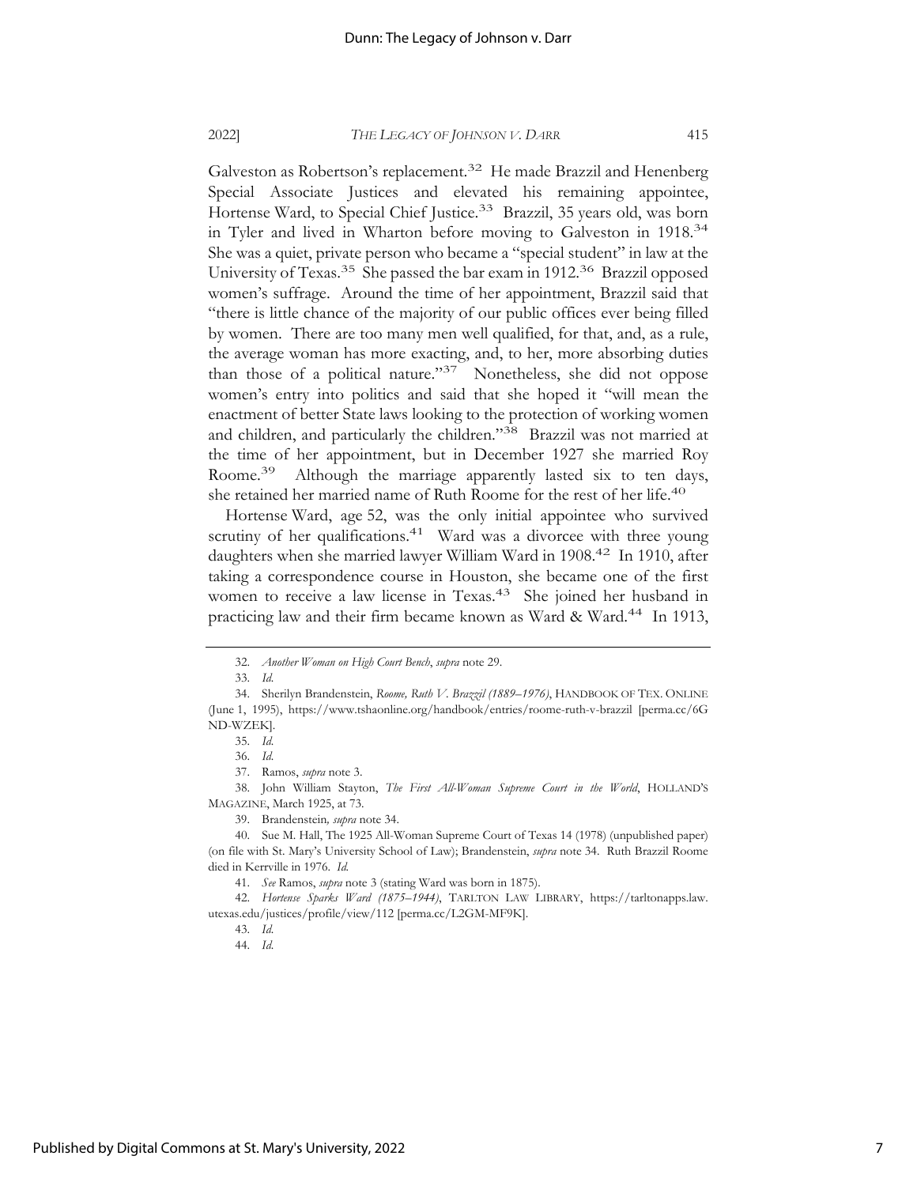Galveston as Robertson's replacement.[32] He made Brazzil and Henenberg Special Associate Justices and elevated his remaining appointee, Hortense Ward, to Special Chief Justice.[33] Brazzil, 35 years old, was born in Tyler and lived in Wharton before moving to Galveston in 1918.[34] She was a quiet, private person who became a "special student" in law at the University of Texas.[35] She passed the bar exam in 1912.[36] Brazzil opposed women's suffrage. Around the time of her appointment, Brazzil said that "there is little chance of the majority of our public offices ever being filled by women. There are too many men well qualified, for that, and, as a rule, the average woman has more exacting, and, to her, more absorbing duties than those of a political nature."[37] Nonetheless, she did not oppose women's entry into politics and said that she hoped it "will mean the enactment of better State laws looking to the protection of working women and children, and particularly the children."[38] Brazzil was not married at the time of her appointment, but in December 1927 she married Roy Roome.[39] Although the marriage apparently lasted six to ten days, she retained her married name of Ruth Roome for the rest of her life.[40]

Hortense Ward, age 52, was the only initial appointee who survived scrutiny of her qualifications.[41] Ward was a divorcee with three young daughters when she married lawyer William Ward in 1908.[42] In 1910, after taking a correspondence course in Houston, she became one of the first women to receive a law license in Texas.[43] She joined her husband in practicing law and their firm became known as Ward & Ward.[44] In 1913,

---

32. *Another Woman on High Court Bench*, *supra* note 29.

33. *Id.*

34. Sherilyn Brandenstein, *Roome, Ruth V. Brazzil (1889–1976)*, HANDBOOK OF TEX. ONLINE (June 1, 1995), https://www.tshaonline.org/handbook/entries/roome-ruth-v-brazzil [perma.cc/6GND-WZEK].

35. *Id.*

36. *Id.*

37. Ramos, *supra* note 3.

38. John William Stayton, *The First All-Woman Supreme Court in the World*, HOLLAND'S MAGAZINE, March 1925, at 73.

39. Brandenstein, *supra* note 34.

40. Sue M. Hall, The 1925 All-Woman Supreme Court of Texas 14 (1978) (unpublished paper) (on file with St. Mary's University School of Law); Brandenstein, *supra* note 34. Ruth Brazzil Roome died in Kerrville in 1976. *Id.*

41. *See* Ramos, *supra* note 3 (stating Ward was born in 1875).

42. *Hortense Sparks Ward (1875–1944)*, TARLTON LAW LIBRARY, https://tarltonapps.law.utexas.edu/justices/profile/view/112 [perma.cc/L2GM-MF9K].

43. *Id.*

44. *Id.*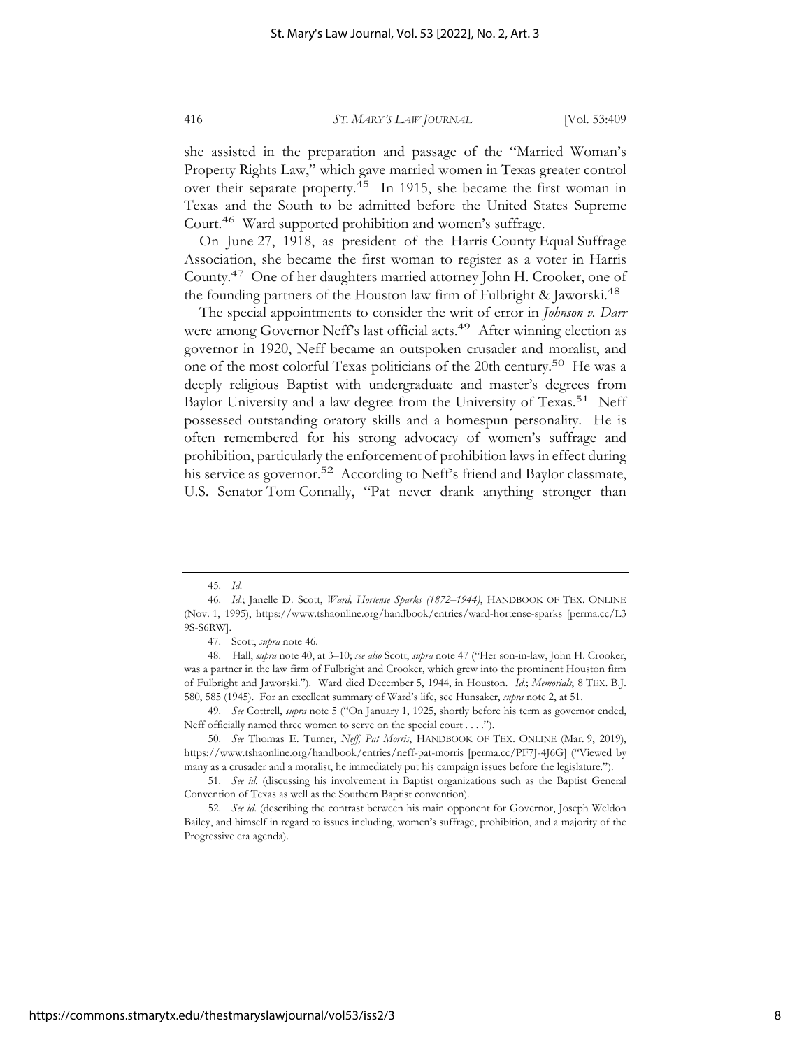she assisted in the preparation and passage of the "Married Woman's Property Rights Law," which gave married women in Texas greater control over their separate property.[45] In 1915, she became the first woman in Texas and the South to be admitted before the United States Supreme Court.[46] Ward supported prohibition and women's suffrage.

On June 27, 1918, as president of the Harris County Equal Suffrage Association, she became the first woman to register as a voter in Harris County.[47] One of her daughters married attorney John H. Crooker, one of the founding partners of the Houston law firm of Fulbright & Jaworski.[48]

The special appointments to consider the writ of error in *Johnson v. Darr* were among Governor Neff's last official acts.[49] After winning election as governor in 1920, Neff became an outspoken crusader and moralist, and one of the most colorful Texas politicians of the 20th century.[50] He was a deeply religious Baptist with undergraduate and master's degrees from Baylor University and a law degree from the University of Texas.[51] Neff possessed outstanding oratory skills and a homespun personality. He is often remembered for his strong advocacy of women's suffrage and prohibition, particularly the enforcement of prohibition laws in effect during his service as governor.[52] According to Neff's friend and Baylor classmate, U.S. Senator Tom Connally, "Pat never drank anything stronger than

---

45. *Id.*

46. *Id.*; Janelle D. Scott, *Ward, Hortense Sparks (1872–1944)*, HANDBOOK OF TEX. ONLINE (Nov. 1, 1995), https://www.tshaonline.org/handbook/entries/ward-hortense-sparks [perma.cc/L39S-S6RW].

47. Scott, *supra* note 46.

48. Hall, *supra* note 40, at 3–10; *see also* Scott, *supra* note 47 ("Her son-in-law, John H. Crooker, was a partner in the law firm of Fulbright and Crooker, which grew into the prominent Houston firm of Fulbright and Jaworski."). Ward died December 5, 1944, in Houston. *Id.*; *Memorials*, 8 TEX. B.J. 580, 585 (1945). For an excellent summary of Ward's life, see Hunsaker, *supra* note 2, at 51.

49. *See* Cottrell, *supra* note 5 ("On January 1, 1925, shortly before his term as governor ended, Neff officially named three women to serve on the special court . . . .").

50. *See* Thomas E. Turner, *Neff, Pat Morris*, HANDBOOK OF TEX. ONLINE (Mar. 9, 2019), https://www.tshaonline.org/handbook/entries/neff-pat-morris [perma.cc/PF7J-4J6G] ("Viewed by many as a crusader and a moralist, he immediately put his campaign issues before the legislature.").

51. *See id.* (discussing his involvement in Baptist organizations such as the Baptist General Convention of Texas as well as the Southern Baptist convention).

52. *See id.* (describing the contrast between his main opponent for Governor, Joseph Weldon Bailey, and himself in regard to issues including, women's suffrage, prohibition, and a majority of the Progressive era agenda).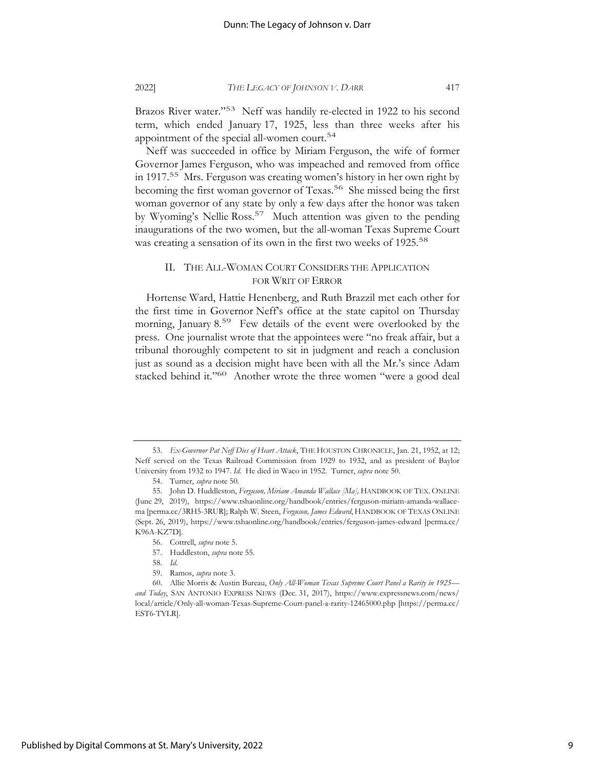Brazos River water."[53] Neff was handily re-elected in 1922 to his second term, which ended January 17, 1925, less than three weeks after his appointment of the special all-women court.[54]

Neff was succeeded in office by Miriam Ferguson, the wife of former Governor James Ferguson, who was impeached and removed from office in 1917.[55] Mrs. Ferguson was creating women's history in her own right by becoming the first woman governor of Texas.[56] She missed being the first woman governor of any state by only a few days after the honor was taken by Wyoming's Nellie Ross.[57] Much attention was given to the pending inaugurations of the two women, but the all-woman Texas Supreme Court was creating a sensation of its own in the first two weeks of 1925.[58]

## II. THE ALL-WOMAN COURT CONSIDERS THE APPLICATION FOR WRIT OF ERROR

Hortense Ward, Hattie Henenberg, and Ruth Brazzil met each other for the first time in Governor Neff's office at the state capitol on Thursday morning, January 8.[59] Few details of the event were overlooked by the press. One journalist wrote that the appointees were "no freak affair, but a tribunal thoroughly competent to sit in judgment and reach a conclusion just as sound as a decision might have been with all the Mr.'s since Adam stacked behind it."[60] Another wrote the three women "were a good deal

---

53. *Ex-Governor Pat Neff Dies of Heart Attack*, THE HOUSTON CHRONICLE, Jan. 21, 1952, at 12; Neff served on the Texas Railroad Commission from 1929 to 1932, and as president of Baylor University from 1932 to 1947. *Id.* He died in Waco in 1952. Turner, *supra* note 50.

54. Turner, *supra* note 50.

55. John D. Huddleston, *Ferguson, Miriam Amanda Wallace [Ma]*, HANDBOOK OF TEX. ONLINE (June 29, 2019), https://www.tshaonline.org/handbook/entries/ferguson-miriam-amanda-wallace-ma [perma.cc/3RH5-3RUR]; Ralph W. Steen, *Ferguson, James Edward*, HANDBOOK OF TEXAS ONLINE (Sept. 26, 2019), https://www.tshaonline.org/handbook/entries/ferguson-james-edward [perma.cc/K96A-KZ7D].

56. Cottrell, *supra* note 5.

57. Huddleston, *supra* note 55.

58. *Id.*

59. Ramos, *supra* note 3.

60. Allie Morris & Austin Bureau, *Only All-Woman Texas Supreme Court Panel a Rarity in 1925—and Today*, SAN ANTONIO EXPRESS NEWS (Dec. 31, 2017), https://www.expressnews.com/news/local/article/Only-all-woman-Texas-Supreme-Court-panel-a-rarity-12465000.php [https://perma.cc/EST6-TYLR].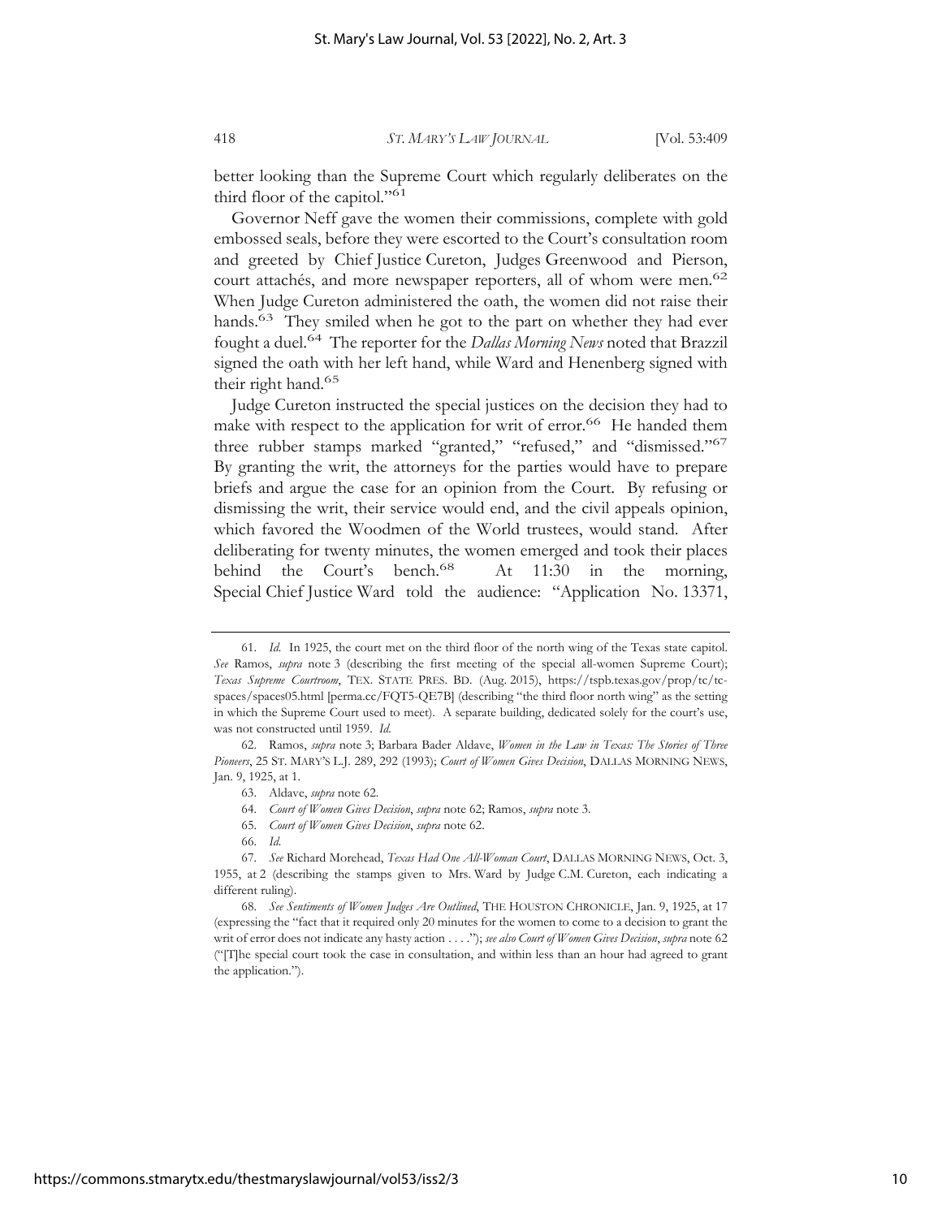better looking than the Supreme Court which regularly deliberates on the third floor of the capitol."[61]

Governor Neff gave the women their commissions, complete with gold embossed seals, before they were escorted to the Court's consultation room and greeted by Chief Justice Cureton, Judges Greenwood and Pierson, court attachés, and more newspaper reporters, all of whom were men.[62] When Judge Cureton administered the oath, the women did not raise their hands.[63] They smiled when he got to the part on whether they had ever fought a duel.[64] The reporter for the *Dallas Morning News* noted that Brazzil signed the oath with her left hand, while Ward and Henenberg signed with their right hand.[65]

Judge Cureton instructed the special justices on the decision they had to make with respect to the application for writ of error.[66] He handed them three rubber stamps marked "granted," "refused," and "dismissed."[67] By granting the writ, the attorneys for the parties would have to prepare briefs and argue the case for an opinion from the Court. By refusing or dismissing the writ, their service would end, and the civil appeals opinion, which favored the Woodmen of the World trustees, would stand. After deliberating for twenty minutes, the women emerged and took their places behind the Court's bench.[68] At 11:30 in the morning, Special Chief Justice Ward told the audience: "Application No. 13371,

---

61. *Id.* In 1925, the court met on the third floor of the north wing of the Texas state capitol. *See* Ramos, *supra* note 3 (describing the first meeting of the special all-women Supreme Court); *Texas Supreme Courtroom*, TEX. STATE PRES. BD. (Aug. 2015), https://tspb.texas.gov/prop/tc/tc-spaces/spaces05.html [perma.cc/FQT5-QE7B] (describing "the third floor north wing" as the setting in which the Supreme Court used to meet). A separate building, dedicated solely for the court's use, was not constructed until 1959. *Id.*

62. Ramos, *supra* note 3; Barbara Bader Aldave, *Women in the Law in Texas: The Stories of Three Pioneers*, 25 ST. MARY'S L.J. 289, 292 (1993); *Court of Women Gives Decision*, DALLAS MORNING NEWS, Jan. 9, 1925, at 1.

63. Aldave, *supra* note 62.

64. *Court of Women Gives Decision*, *supra* note 62; Ramos, *supra* note 3.

65. *Court of Women Gives Decision*, *supra* note 62.

66. *Id.*

67. *See* Richard Morehead, *Texas Had One All-Woman Court*, DALLAS MORNING NEWS, Oct. 3, 1955, at 2 (describing the stamps given to Mrs. Ward by Judge C.M. Cureton, each indicating a different ruling).

68. *See Sentiments of Women Judges Are Outlined*, THE HOUSTON CHRONICLE, Jan. 9, 1925, at 17 (expressing the "fact that it required only 20 minutes for the women to come to a decision to grant the writ of error does not indicate any hasty action . . . ."); *see also Court of Women Gives Decision*, *supra* note 62 ("[T]he special court took the case in consultation, and within less than an hour had agreed to grant the application.").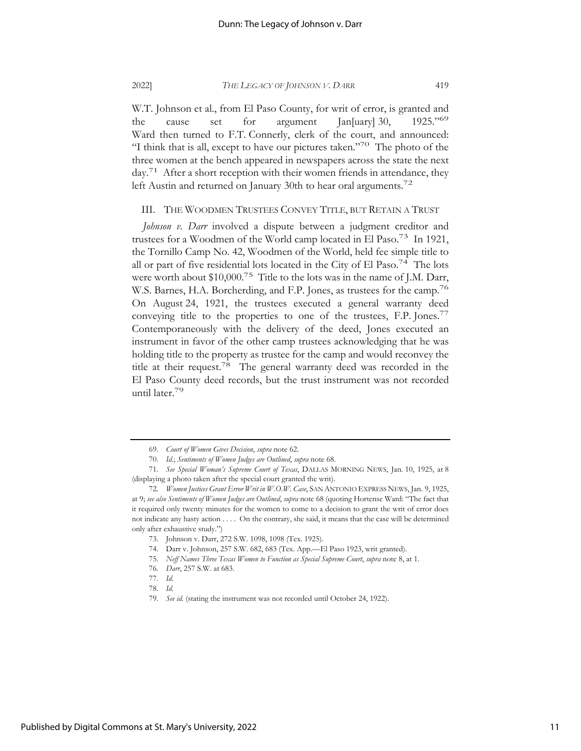W.T. Johnson et al., from El Paso County, for writ of error, is granted and the cause set for argument Jan[uary] 30, 1925."[69] Ward then turned to F.T. Connerly, clerk of the court, and announced: "I think that is all, except to have our pictures taken."[70] The photo of the three women at the bench appeared in newspapers across the state the next day.[71] After a short reception with their women friends in attendance, they left Austin and returned on January 30th to hear oral arguments.[72]

## III. THE WOODMEN TRUSTEES CONVEY TITLE, BUT RETAIN A TRUST

*Johnson v. Darr* involved a dispute between a judgment creditor and trustees for a Woodmen of the World camp located in El Paso.[73] In 1921, the Tornillo Camp No. 42, Woodmen of the World, held fee simple title to all or part of five residential lots located in the City of El Paso.[74] The lots were worth about $10,000.[75] Title to the lots was in the name of J.M. Darr, W.S. Barnes, H.A. Borcherding, and F.P. Jones, as trustees for the camp.[76] On August 24, 1921, the trustees executed a general warranty deed conveying title to the properties to one of the trustees, F.P. Jones.[77] Contemporaneously with the delivery of the deed, Jones executed an instrument in favor of the other camp trustees acknowledging that he was holding title to the property as trustee for the camp and would reconvey the title at their request.[78] The general warranty deed was recorded in the El Paso County deed records, but the trust instrument was not recorded until later.[79]

---

69. *Court of Women Gives Decision*, *supra* note 62.

70. *Id.*; *Sentiments of Women Judges are Outlined*, *supra* note 68.

71. *See Special Woman's Supreme Court of Texas*, DALLAS MORNING NEWS, Jan. 10, 1925, at 8 (displaying a photo taken after the special court granted the writ).

72. *Women Justices Grant Error Writ in W.O.W. Case*, SAN ANTONIO EXPRESS NEWS, Jan. 9, 1925, at 9; *see also Sentiments of Women Judges are Outlined*, *supra* note 68 (quoting Hortense Ward: "The fact that it required only twenty minutes for the women to come to a decision to grant the writ of error does not indicate any hasty action . . . . On the contrary, she said, it means that the case will be determined only after exhaustive study.")

73. Johnson v. Darr, 272 S.W. 1098, 1098 (Tex. 1925).

74. Darr v. Johnson, 257 S.W. 682, 683 (Tex. App.—El Paso 1923, writ granted).

75. *Neff Names Three Texas Women to Function as Special Supreme Court*, *supra* note 8, at 1.

76. *Darr*, 257 S.W. at 683.

77. *Id.*

78. *Id.*

79. *See id.* (stating the instrument was not recorded until October 24, 1922).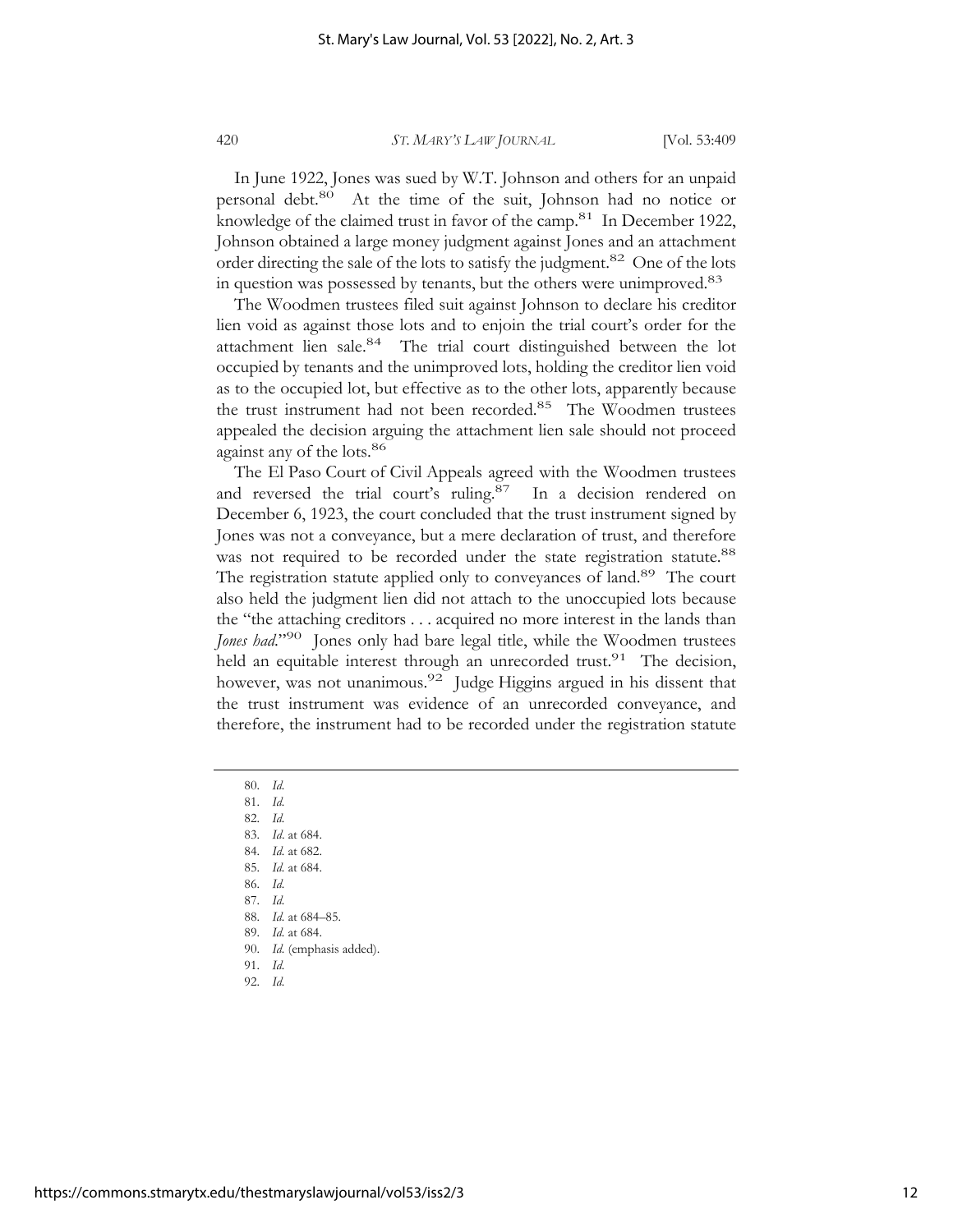In June 1922, Jones was sued by W.T. Johnson and others for an unpaid personal debt.[80] At the time of the suit, Johnson had no notice or knowledge of the claimed trust in favor of the camp.[81] In December 1922, Johnson obtained a large money judgment against Jones and an attachment order directing the sale of the lots to satisfy the judgment.[82] One of the lots in question was possessed by tenants, but the others were unimproved.[83]

The Woodmen trustees filed suit against Johnson to declare his creditor lien void as against those lots and to enjoin the trial court's order for the attachment lien sale.[84] The trial court distinguished between the lot occupied by tenants and the unimproved lots, holding the creditor lien void as to the occupied lot, but effective as to the other lots, apparently because the trust instrument had not been recorded.[85] The Woodmen trustees appealed the decision arguing the attachment lien sale should not proceed against any of the lots.[86]

The El Paso Court of Civil Appeals agreed with the Woodmen trustees and reversed the trial court's ruling.[87] In a decision rendered on December 6, 1923, the court concluded that the trust instrument signed by Jones was not a conveyance, but a mere declaration of trust, and therefore was not required to be recorded under the state registration statute.[88] The registration statute applied only to conveyances of land.[89] The court also held the judgment lien did not attach to the unoccupied lots because the "the attaching creditors . . . acquired no more interest in the lands than *Jones had*."[90] Jones only had bare legal title, while the Woodmen trustees held an equitable interest through an unrecorded trust.[91] The decision, however, was not unanimous.[92] Judge Higgins argued in his dissent that the trust instrument was evidence of an unrecorded conveyance, and therefore, the instrument had to be recorded under the registration statute

80. *Id.*
81. *Id.*
82. *Id.*
83. *Id.* at 684.
84. *Id.* at 682.
85. *Id.* at 684.
86. *Id.*
87. *Id.*
88. *Id.* at 684–85.
89. *Id.* at 684.
90. *Id.* (emphasis added).
91. *Id.*
92. *Id.*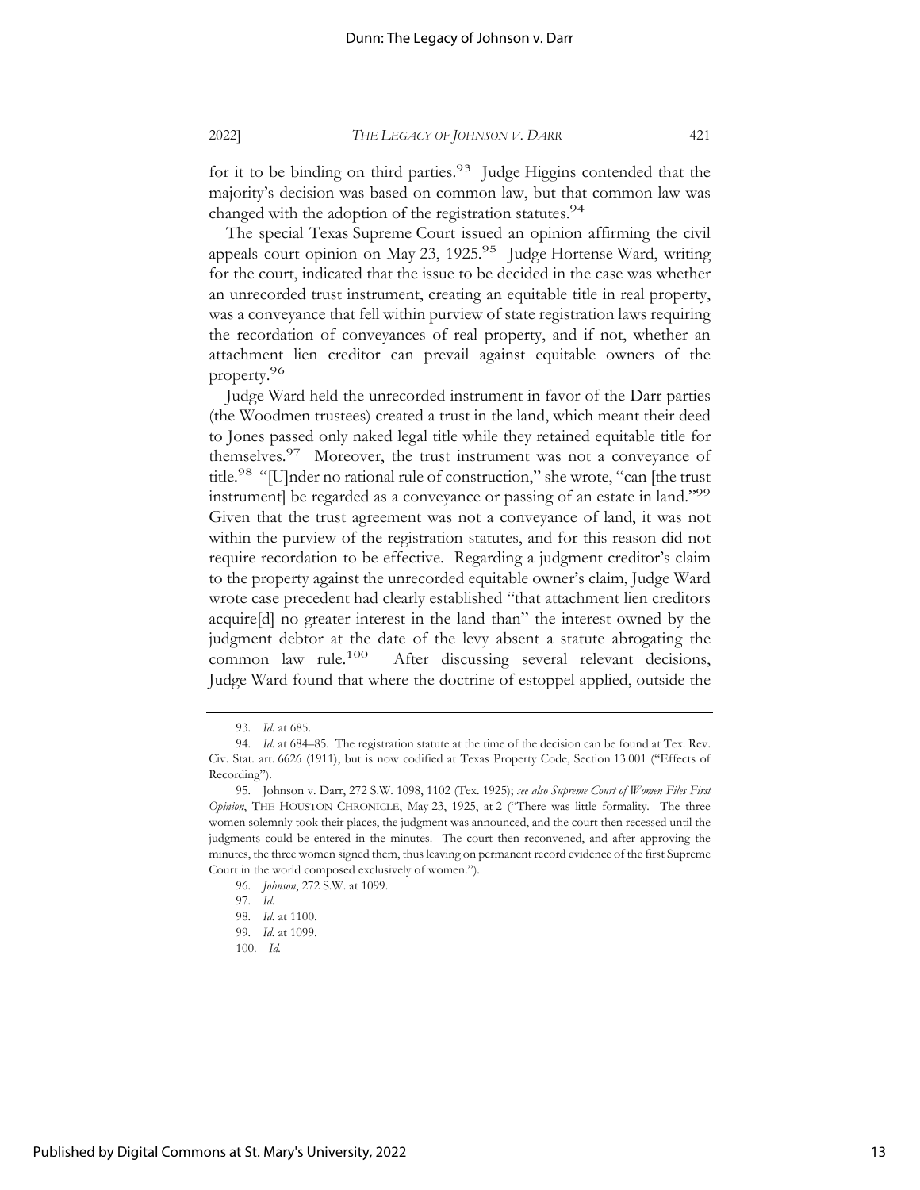for it to be binding on third parties.[93] Judge Higgins contended that the majority's decision was based on common law, but that common law was changed with the adoption of the registration statutes.[94]

The special Texas Supreme Court issued an opinion affirming the civil appeals court opinion on May 23, 1925.[95] Judge Hortense Ward, writing for the court, indicated that the issue to be decided in the case was whether an unrecorded trust instrument, creating an equitable title in real property, was a conveyance that fell within purview of state registration laws requiring the recordation of conveyances of real property, and if not, whether an attachment lien creditor can prevail against equitable owners of the property.[96]

Judge Ward held the unrecorded instrument in favor of the Darr parties (the Woodmen trustees) created a trust in the land, which meant their deed to Jones passed only naked legal title while they retained equitable title for themselves.[97] Moreover, the trust instrument was not a conveyance of title.[98] "[U]nder no rational rule of construction," she wrote, "can [the trust instrument] be regarded as a conveyance or passing of an estate in land."[99] Given that the trust agreement was not a conveyance of land, it was not within the purview of the registration statutes, and for this reason did not require recordation to be effective. Regarding a judgment creditor's claim to the property against the unrecorded equitable owner's claim, Judge Ward wrote case precedent had clearly established "that attachment lien creditors acquire[d] no greater interest in the land than" the interest owned by the judgment debtor at the date of the levy absent a statute abrogating the common law rule.[100] After discussing several relevant decisions, Judge Ward found that where the doctrine of estoppel applied, outside the

---

93. *Id.* at 685.

94. *Id.* at 684–85. The registration statute at the time of the decision can be found at Tex. Rev. Civ. Stat. art. 6626 (1911), but is now codified at Texas Property Code, Section 13.001 ("Effects of Recording").

95. Johnson v. Darr, 272 S.W. 1098, 1102 (Tex. 1925); *see also Supreme Court of Women Files First Opinion*, THE HOUSTON CHRONICLE, May 23, 1925, at 2 ("There was little formality. The three women solemnly took their places, the judgment was announced, and the court then recessed until the judgments could be entered in the minutes. The court then reconvened, and after approving the minutes, the three women signed them, thus leaving on permanent record evidence of the first Supreme Court in the world composed exclusively of women.").

96. *Johnson*, 272 S.W. at 1099.

97. *Id.*

98. *Id.* at 1100.

99. *Id.* at 1099.

100. *Id.*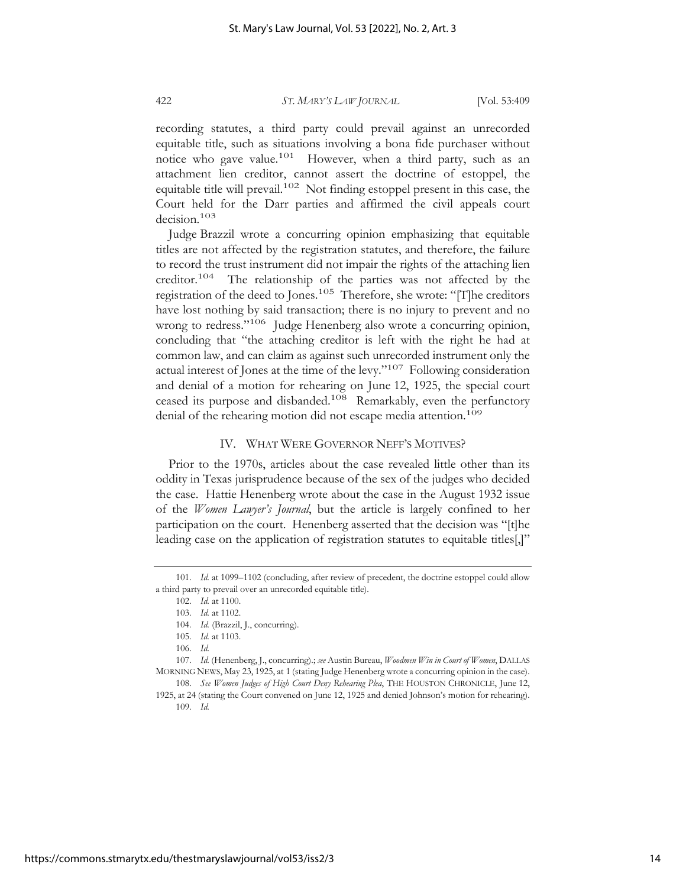recording statutes, a third party could prevail against an unrecorded equitable title, such as situations involving a bona fide purchaser without notice who gave value.[101] However, when a third party, such as an attachment lien creditor, cannot assert the doctrine of estoppel, the equitable title will prevail.[102] Not finding estoppel present in this case, the Court held for the Darr parties and affirmed the civil appeals court decision.[103]

Judge Brazzil wrote a concurring opinion emphasizing that equitable titles are not affected by the registration statutes, and therefore, the failure to record the trust instrument did not impair the rights of the attaching lien creditor.[104] The relationship of the parties was not affected by the registration of the deed to Jones.[105] Therefore, she wrote: "[T]he creditors have lost nothing by said transaction; there is no injury to prevent and no wrong to redress."[106] Judge Henenberg also wrote a concurring opinion, concluding that "the attaching creditor is left with the right he had at common law, and can claim as against such unrecorded instrument only the actual interest of Jones at the time of the levy."[107] Following consideration and denial of a motion for rehearing on June 12, 1925, the special court ceased its purpose and disbanded.[108] Remarkably, even the perfunctory denial of the rehearing motion did not escape media attention.[109]

## IV. WHAT WERE GOVERNOR NEFF'S MOTIVES?

Prior to the 1970s, articles about the case revealed little other than its oddity in Texas jurisprudence because of the sex of the judges who decided the case. Hattie Henenberg wrote about the case in the August 1932 issue of the *Women Lawyer's Journal*, but the article is largely confined to her participation on the court. Henenberg asserted that the decision was "[t]he leading case on the application of registration statutes to equitable titles[,]"

---

101. *Id.* at 1099–1102 (concluding, after review of precedent, the doctrine estoppel could allow a third party to prevail over an unrecorded equitable title).

102. *Id.* at 1100.

103. *Id.* at 1102.

104. *Id.* (Brazzil, J., concurring).

105. *Id.* at 1103.

106. *Id.*

107. *Id.* (Henenberg, J., concurring).; *see* Austin Bureau, *Woodmen Win in Court of Women*, DALLAS MORNING NEWS, May 23, 1925, at 1 (stating Judge Henenberg wrote a concurring opinion in the case).

108. *See Women Judges of High Court Deny Rehearing Plea*, THE HOUSTON CHRONICLE, June 12, 1925, at 24 (stating the Court convened on June 12, 1925 and denied Johnson's motion for rehearing).

109. *Id.*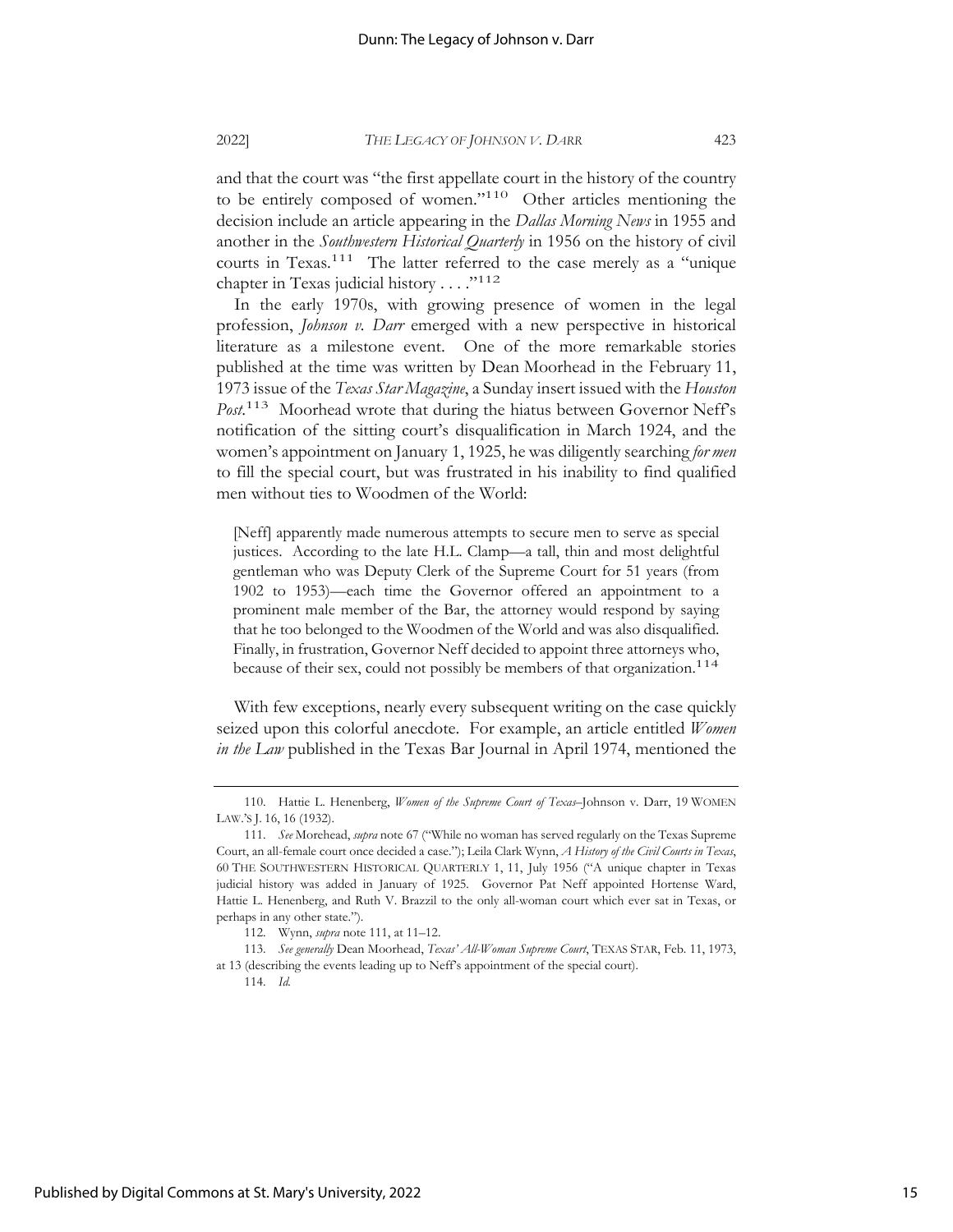and that the court was "the first appellate court in the history of the country to be entirely composed of women."[110] Other articles mentioning the decision include an article appearing in the *Dallas Morning News* in 1955 and another in the *Southwestern Historical Quarterly* in 1956 on the history of civil courts in Texas.[111] The latter referred to the case merely as a "unique chapter in Texas judicial history . . . ."[112]

In the early 1970s, with growing presence of women in the legal profession, *Johnson v. Darr* emerged with a new perspective in historical literature as a milestone event. One of the more remarkable stories published at the time was written by Dean Moorhead in the February 11, 1973 issue of the *Texas Star Magazine*, a Sunday insert issued with the *Houston Post*.[113] Moorhead wrote that during the hiatus between Governor Neff's notification of the sitting court's disqualification in March 1924, and the women's appointment on January 1, 1925, he was diligently searching *for men* to fill the special court, but was frustrated in his inability to find qualified men without ties to Woodmen of the World:

> [Neff] apparently made numerous attempts to secure men to serve as special justices. According to the late H.L. Clamp—a tall, thin and most delightful gentleman who was Deputy Clerk of the Supreme Court for 51 years (from 1902 to 1953)—each time the Governor offered an appointment to a prominent male member of the Bar, the attorney would respond by saying that he too belonged to the Woodmen of the World and was also disqualified. Finally, in frustration, Governor Neff decided to appoint three attorneys who, because of their sex, could not possibly be members of that organization.[114]

With few exceptions, nearly every subsequent writing on the case quickly seized upon this colorful anecdote. For example, an article entitled *Women in the Law* published in the Texas Bar Journal in April 1974, mentioned the

---

110. Hattie L. Henenberg, *Women of the Supreme Court of Texas*–Johnson v. Darr, 19 WOMEN LAW.'S J. 16, 16 (1932).

111. *See* Morehead, *supra* note 67 ("While no woman has served regularly on the Texas Supreme Court, an all-female court once decided a case."); Leila Clark Wynn, *A History of the Civil Courts in Texas*, 60 THE SOUTHWESTERN HISTORICAL QUARTERLY 1, 11, July 1956 ("A unique chapter in Texas judicial history was added in January of 1925. Governor Pat Neff appointed Hortense Ward, Hattie L. Henenberg, and Ruth V. Brazzil to the only all-woman court which ever sat in Texas, or perhaps in any other state.").

112. Wynn, *supra* note 111, at 11–12.

113. *See generally* Dean Moorhead, *Texas' All-Woman Supreme Court*, TEXAS STAR, Feb. 11, 1973, at 13 (describing the events leading up to Neff's appointment of the special court).

114. *Id.*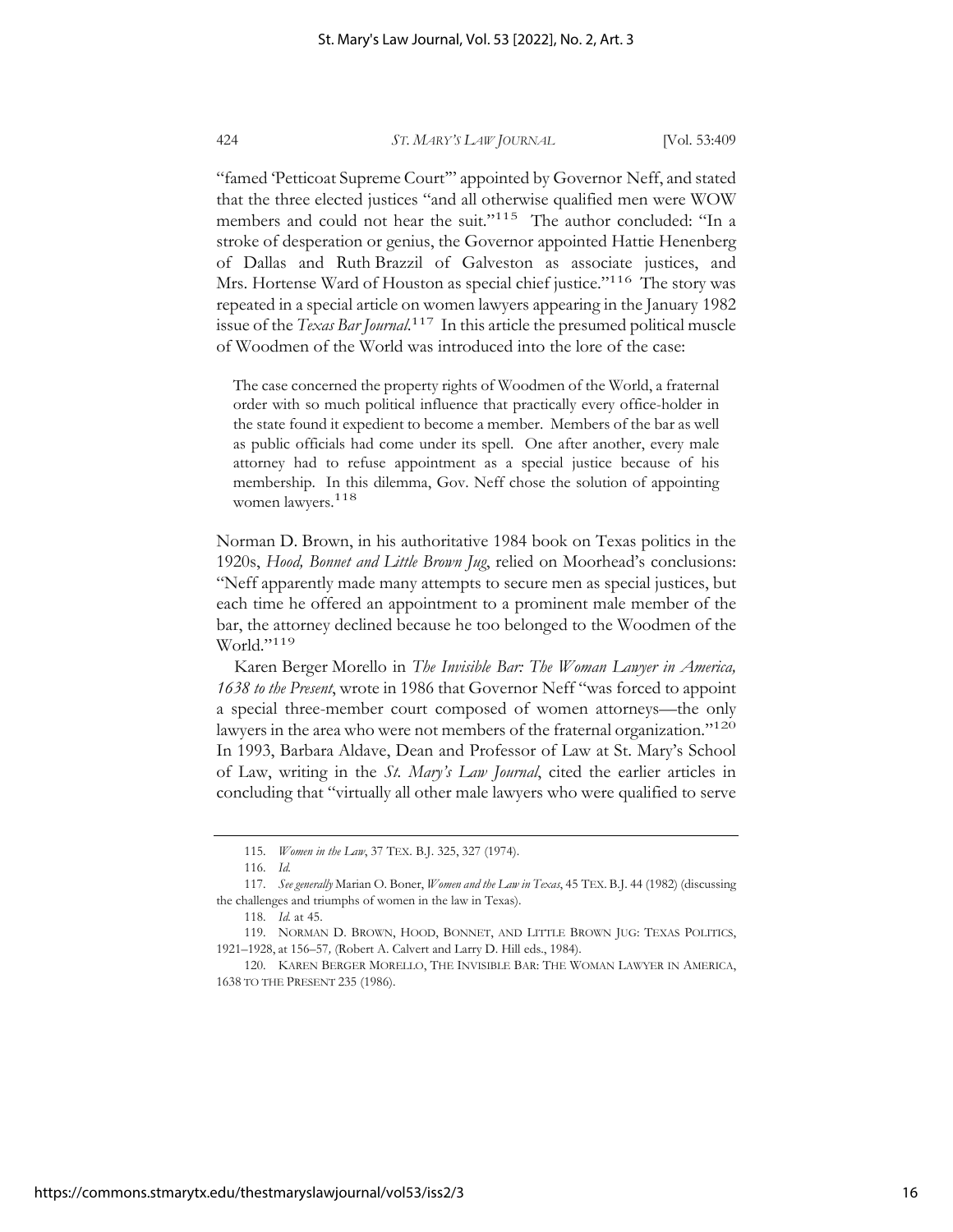"famed 'Petticoat Supreme Court'" appointed by Governor Neff, and stated that the three elected justices "and all otherwise qualified men were WOW members and could not hear the suit."[115] The author concluded: "In a stroke of desperation or genius, the Governor appointed Hattie Henenberg of Dallas and Ruth Brazzil of Galveston as associate justices, and Mrs. Hortense Ward of Houston as special chief justice."[116] The story was repeated in a special article on women lawyers appearing in the January 1982 issue of the *Texas Bar Journal*.[117] In this article the presumed political muscle of Woodmen of the World was introduced into the lore of the case:

> The case concerned the property rights of Woodmen of the World, a fraternal order with so much political influence that practically every office-holder in the state found it expedient to become a member. Members of the bar as well as public officials had come under its spell. One after another, every male attorney had to refuse appointment as a special justice because of his membership. In this dilemma, Gov. Neff chose the solution of appointing women lawyers.[118]

Norman D. Brown, in his authoritative 1984 book on Texas politics in the 1920s, *Hood, Bonnet and Little Brown Jug*, relied on Moorhead's conclusions: "Neff apparently made many attempts to secure men as special justices, but each time he offered an appointment to a prominent male member of the bar, the attorney declined because he too belonged to the Woodmen of the World."[119]

Karen Berger Morello in *The Invisible Bar: The Woman Lawyer in America, 1638 to the Present*, wrote in 1986 that Governor Neff "was forced to appoint a special three-member court composed of women attorneys—the only lawyers in the area who were not members of the fraternal organization."[120] In 1993, Barbara Aldave, Dean and Professor of Law at St. Mary's School of Law, writing in the *St. Mary's Law Journal*, cited the earlier articles in concluding that "virtually all other male lawyers who were qualified to serve

---

115. *Women in the Law*, 37 TEX. B.J. 325, 327 (1974).

116. *Id.*

117. *See generally* Marian O. Boner, *Women and the Law in Texas*, 45 TEX. B.J. 44 (1982) (discussing the challenges and triumphs of women in the law in Texas).

118. *Id.* at 45.

119. NORMAN D. BROWN, HOOD, BONNET, AND LITTLE BROWN JUG: TEXAS POLITICS, 1921–1928, at 156–57, (Robert A. Calvert and Larry D. Hill eds., 1984).

120. KAREN BERGER MORELLO, THE INVISIBLE BAR: THE WOMAN LAWYER IN AMERICA, 1638 TO THE PRESENT 235 (1986).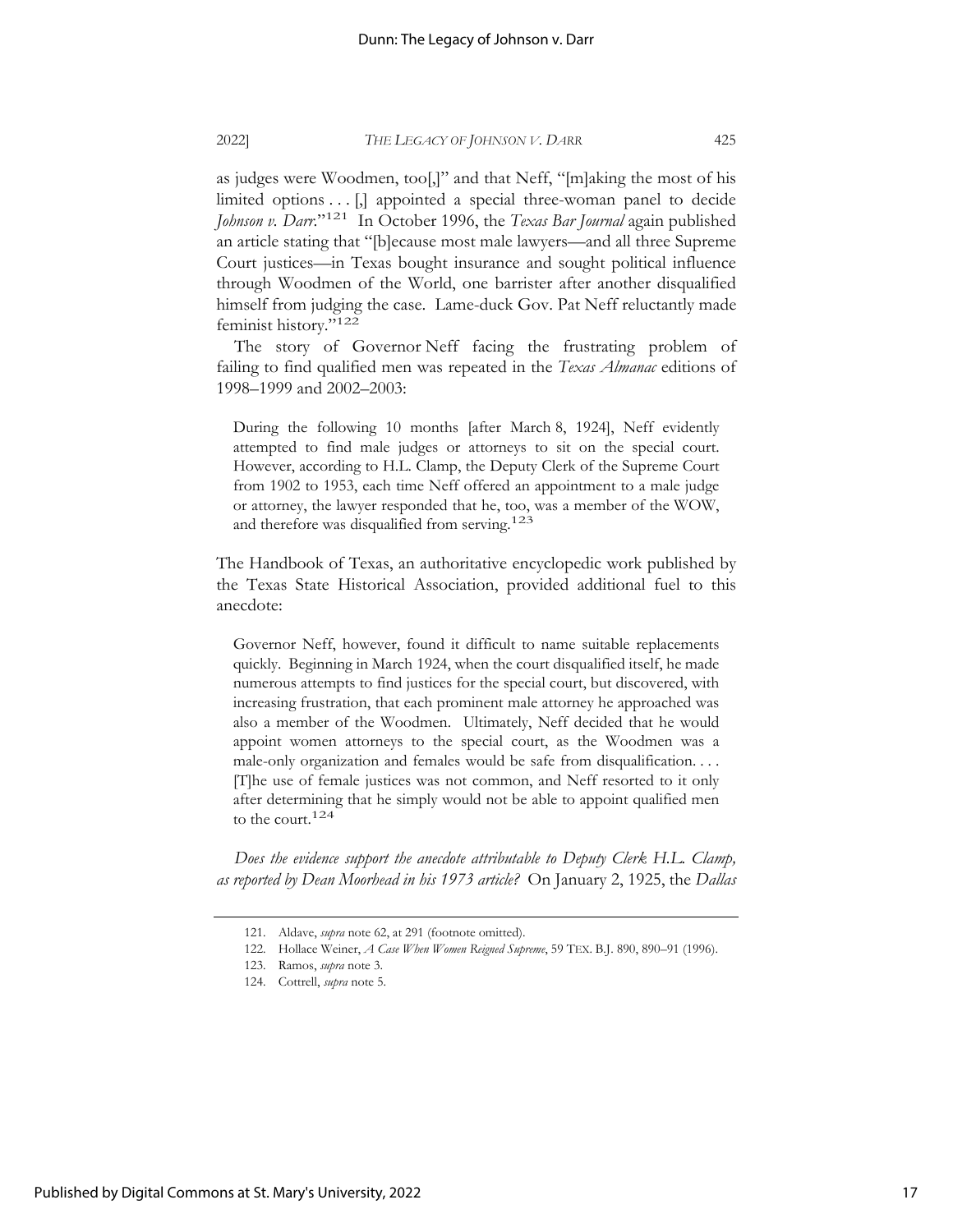as judges were Woodmen, too[,]" and that Neff, "[m]aking the most of his limited options . . . [,] appointed a special three-woman panel to decide *Johnson v. Darr*."[121] In October 1996, the *Texas Bar Journal* again published an article stating that "[b]ecause most male lawyers—and all three Supreme Court justices—in Texas bought insurance and sought political influence through Woodmen of the World, one barrister after another disqualified himself from judging the case. Lame-duck Gov. Pat Neff reluctantly made feminist history."[122]

The story of Governor Neff facing the frustrating problem of failing to find qualified men was repeated in the *Texas Almanac* editions of 1998–1999 and 2002–2003:

> During the following 10 months [after March 8, 1924], Neff evidently attempted to find male judges or attorneys to sit on the special court. However, according to H.L. Clamp, the Deputy Clerk of the Supreme Court from 1902 to 1953, each time Neff offered an appointment to a male judge or attorney, the lawyer responded that he, too, was a member of the WOW, and therefore was disqualified from serving.[123]

The Handbook of Texas, an authoritative encyclopedic work published by the Texas State Historical Association, provided additional fuel to this anecdote:

> Governor Neff, however, found it difficult to name suitable replacements quickly. Beginning in March 1924, when the court disqualified itself, he made numerous attempts to find justices for the special court, but discovered, with increasing frustration, that each prominent male attorney he approached was also a member of the Woodmen. Ultimately, Neff decided that he would appoint women attorneys to the special court, as the Woodmen was a male-only organization and females would be safe from disqualification. . . . [T]he use of female justices was not common, and Neff resorted to it only after determining that he simply would not be able to appoint qualified men to the court.[124]

*Does the evidence support the anecdote attributable to Deputy Clerk H.L. Clamp, as reported by Dean Moorhead in his 1973 article?* On January 2, 1925, the *Dallas*

---

121. Aldave, *supra* note 62, at 291 (footnote omitted).

122. Hollace Weiner, *A Case When Women Reigned Supreme*, 59 TEX. B.J. 890, 890–91 (1996).

123. Ramos, *supra* note 3.

124. Cottrell, *supra* note 5.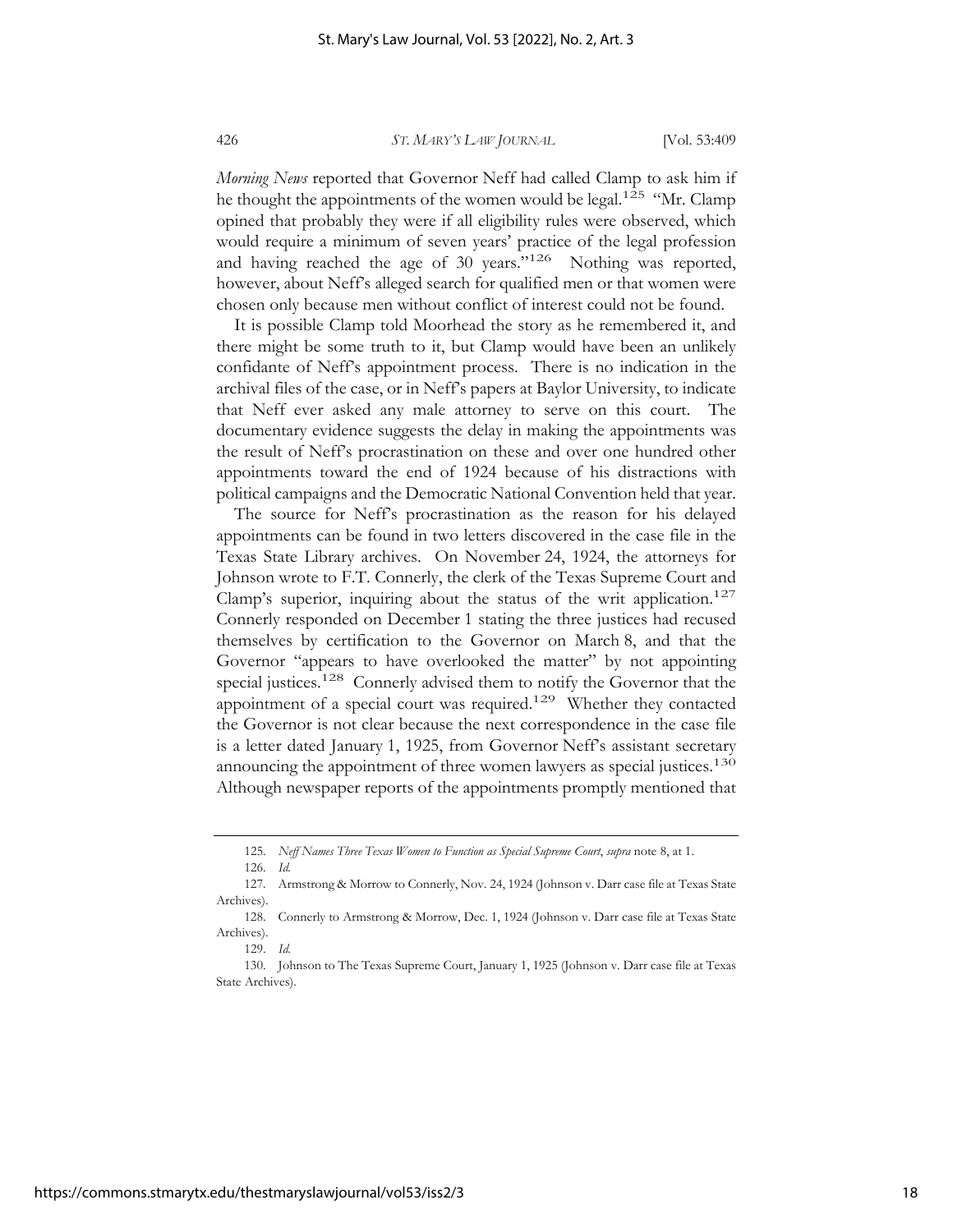*Morning News* reported that Governor Neff had called Clamp to ask him if he thought the appointments of the women would be legal.[125] "Mr. Clamp opined that probably they were if all eligibility rules were observed, which would require a minimum of seven years' practice of the legal profession and having reached the age of 30 years."[126] Nothing was reported, however, about Neff's alleged search for qualified men or that women were chosen only because men without conflict of interest could not be found.

It is possible Clamp told Moorhead the story as he remembered it, and there might be some truth to it, but Clamp would have been an unlikely confidante of Neff's appointment process. There is no indication in the archival files of the case, or in Neff's papers at Baylor University, to indicate that Neff ever asked any male attorney to serve on this court. The documentary evidence suggests the delay in making the appointments was the result of Neff's procrastination on these and over one hundred other appointments toward the end of 1924 because of his distractions with political campaigns and the Democratic National Convention held that year.

The source for Neff's procrastination as the reason for his delayed appointments can be found in two letters discovered in the case file in the Texas State Library archives. On November 24, 1924, the attorneys for Johnson wrote to F.T. Connerly, the clerk of the Texas Supreme Court and Clamp's superior, inquiring about the status of the writ application.[127] Connerly responded on December 1 stating the three justices had recused themselves by certification to the Governor on March 8, and that the Governor "appears to have overlooked the matter" by not appointing special justices.[128] Connerly advised them to notify the Governor that the appointment of a special court was required.[129] Whether they contacted the Governor is not clear because the next correspondence in the case file is a letter dated January 1, 1925, from Governor Neff's assistant secretary announcing the appointment of three women lawyers as special justices.[130] Although newspaper reports of the appointments promptly mentioned that

---

125. *Neff Names Three Texas Women to Function as Special Supreme Court*, *supra* note 8, at 1.

126. *Id.*

127. Armstrong & Morrow to Connerly, Nov. 24, 1924 (Johnson v. Darr case file at Texas State Archives).

128. Connerly to Armstrong & Morrow, Dec. 1, 1924 (Johnson v. Darr case file at Texas State Archives).

129. *Id.*

130. Johnson to The Texas Supreme Court, January 1, 1925 (Johnson v. Darr case file at Texas State Archives).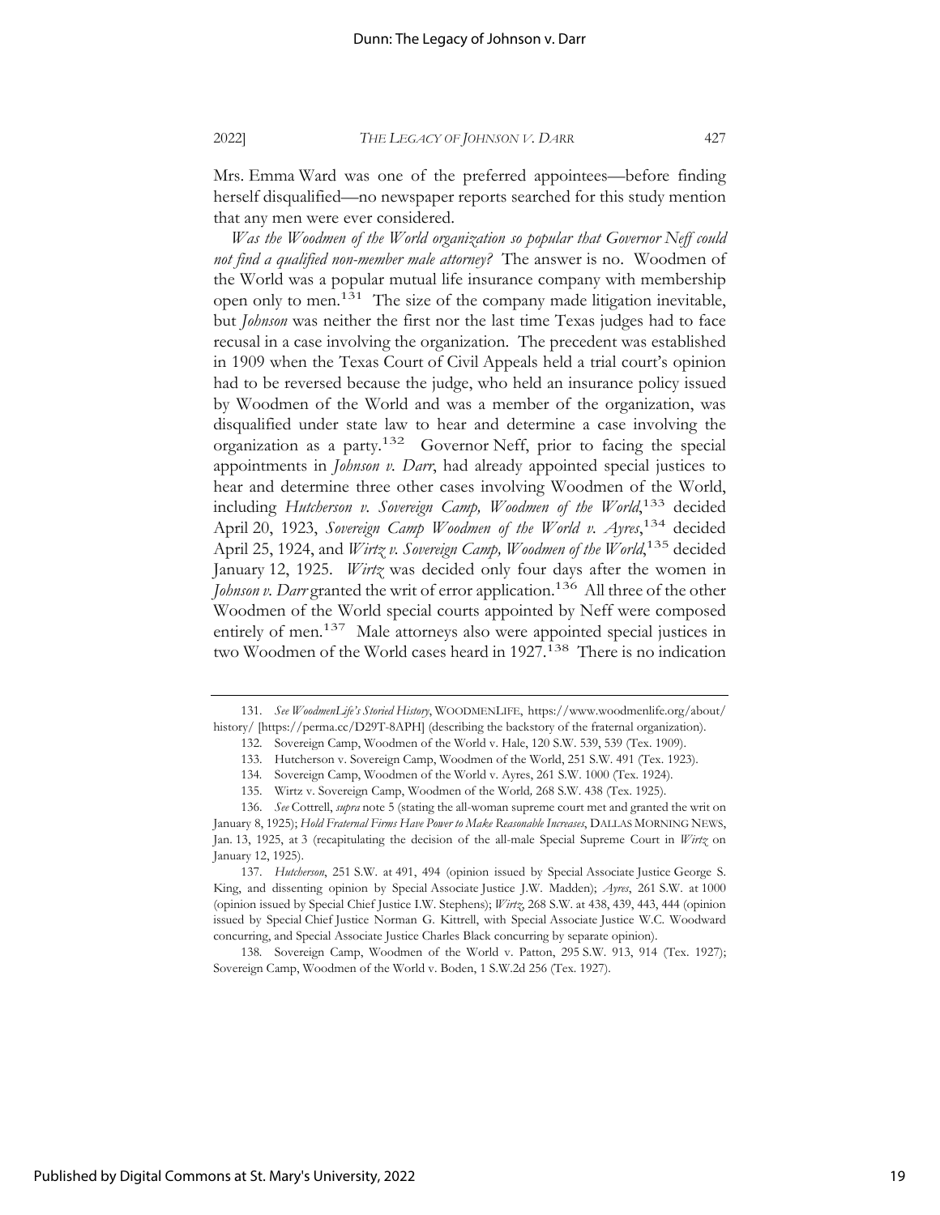Mrs. Emma Ward was one of the preferred appointees—before finding herself disqualified—no newspaper reports searched for this study mention that any men were ever considered.

*Was the Woodmen of the World organization so popular that Governor Neff could not find a qualified non-member male attorney?* The answer is no. Woodmen of the World was a popular mutual life insurance company with membership open only to men.[131] The size of the company made litigation inevitable, but *Johnson* was neither the first nor the last time Texas judges had to face recusal in a case involving the organization. The precedent was established in 1909 when the Texas Court of Civil Appeals held a trial court's opinion had to be reversed because the judge, who held an insurance policy issued by Woodmen of the World and was a member of the organization, was disqualified under state law to hear and determine a case involving the organization as a party.[132] Governor Neff, prior to facing the special appointments in *Johnson v. Darr*, had already appointed special justices to hear and determine three other cases involving Woodmen of the World, including *Hutcherson v. Sovereign Camp, Woodmen of the World*,[133] decided April 20, 1923, *Sovereign Camp Woodmen of the World v. Ayres*,[134] decided April 25, 1924, and *Wirtz v. Sovereign Camp, Woodmen of the World*,[135] decided January 12, 1925. *Wirtz* was decided only four days after the women in *Johnson v. Darr* granted the writ of error application.[136] All three of the other Woodmen of the World special courts appointed by Neff were composed entirely of men.[137] Male attorneys also were appointed special justices in two Woodmen of the World cases heard in 1927.[138] There is no indication

---

131. *See WoodmenLife's Storied History*, WOODMENLIFE, https://www.woodmenlife.org/about/history/ [https://perma.cc/D29T-8APH] (describing the backstory of the fraternal organization).

132. Sovereign Camp, Woodmen of the World v. Hale, 120 S.W. 539, 539 (Tex. 1909).

133. Hutcherson v. Sovereign Camp, Woodmen of the World, 251 S.W. 491 (Tex. 1923).

134. Sovereign Camp, Woodmen of the World v. Ayres, 261 S.W. 1000 (Tex. 1924).

135. Wirtz v. Sovereign Camp, Woodmen of the World, 268 S.W. 438 (Tex. 1925).

136. *See* Cottrell, *supra* note 5 (stating the all-woman supreme court met and granted the writ on January 8, 1925); *Hold Fraternal Firms Have Power to Make Reasonable Increases*, DALLAS MORNING NEWS, Jan. 13, 1925, at 3 (recapitulating the decision of the all-male Special Supreme Court in *Wirtz* on January 12, 1925).

137. *Hutcherson*, 251 S.W. at 491, 494 (opinion issued by Special Associate Justice George S. King, and dissenting opinion by Special Associate Justice J.W. Madden); *Ayres*, 261 S.W. at 1000 (opinion issued by Special Chief Justice I.W. Stephens); *Wirtz*, 268 S.W. at 438, 439, 443, 444 (opinion issued by Special Chief Justice Norman G. Kittrell, with Special Associate Justice W.C. Woodward concurring, and Special Associate Justice Charles Black concurring by separate opinion).

138. Sovereign Camp, Woodmen of the World v. Patton, 295 S.W. 913, 914 (Tex. 1927); Sovereign Camp, Woodmen of the World v. Boden, 1 S.W.2d 256 (Tex. 1927).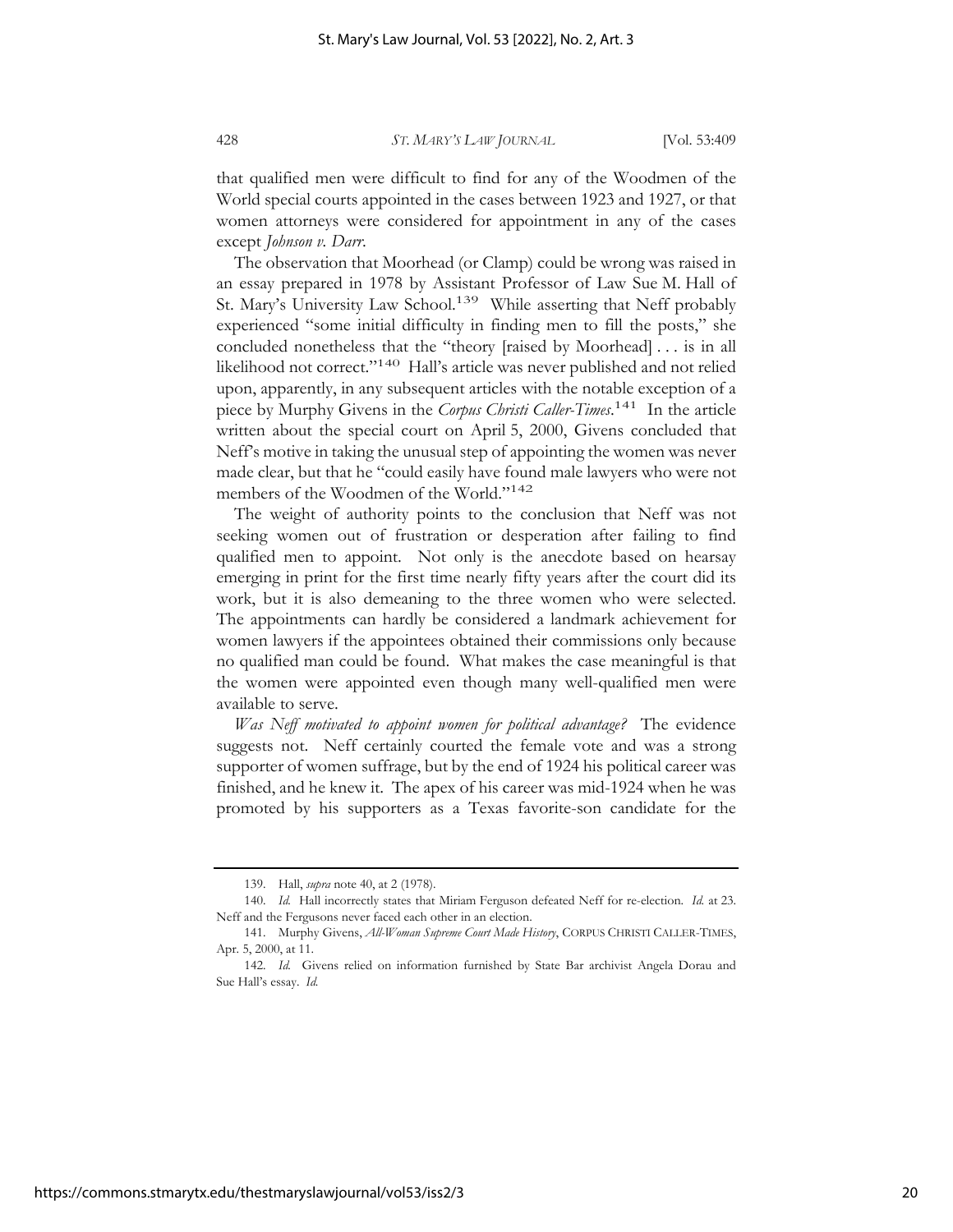that qualified men were difficult to find for any of the Woodmen of the World special courts appointed in the cases between 1923 and 1927, or that women attorneys were considered for appointment in any of the cases except *Johnson v. Darr*.

The observation that Moorhead (or Clamp) could be wrong was raised in an essay prepared in 1978 by Assistant Professor of Law Sue M. Hall of St. Mary's University Law School.[139] While asserting that Neff probably experienced "some initial difficulty in finding men to fill the posts," she concluded nonetheless that the "theory [raised by Moorhead] . . . is in all likelihood not correct."[140] Hall's article was never published and not relied upon, apparently, in any subsequent articles with the notable exception of a piece by Murphy Givens in the *Corpus Christi Caller-Times*.[141] In the article written about the special court on April 5, 2000, Givens concluded that Neff's motive in taking the unusual step of appointing the women was never made clear, but that he "could easily have found male lawyers who were not members of the Woodmen of the World."[142]

The weight of authority points to the conclusion that Neff was not seeking women out of frustration or desperation after failing to find qualified men to appoint. Not only is the anecdote based on hearsay emerging in print for the first time nearly fifty years after the court did its work, but it is also demeaning to the three women who were selected. The appointments can hardly be considered a landmark achievement for women lawyers if the appointees obtained their commissions only because no qualified man could be found. What makes the case meaningful is that the women were appointed even though many well-qualified men were available to serve.

*Was Neff motivated to appoint women for political advantage?* The evidence suggests not. Neff certainly courted the female vote and was a strong supporter of women suffrage, but by the end of 1924 his political career was finished, and he knew it. The apex of his career was mid-1924 when he was promoted by his supporters as a Texas favorite-son candidate for the

---

139. Hall, *supra* note 40, at 2 (1978).

140. *Id.* Hall incorrectly states that Miriam Ferguson defeated Neff for re-election. *Id.* at 23. Neff and the Fergusons never faced each other in an election.

141. Murphy Givens, *All-Woman Supreme Court Made History*, CORPUS CHRISTI CALLER-TIMES, Apr. 5, 2000, at 11.

142. *Id.* Givens relied on information furnished by State Bar archivist Angela Dorau and Sue Hall's essay. *Id.*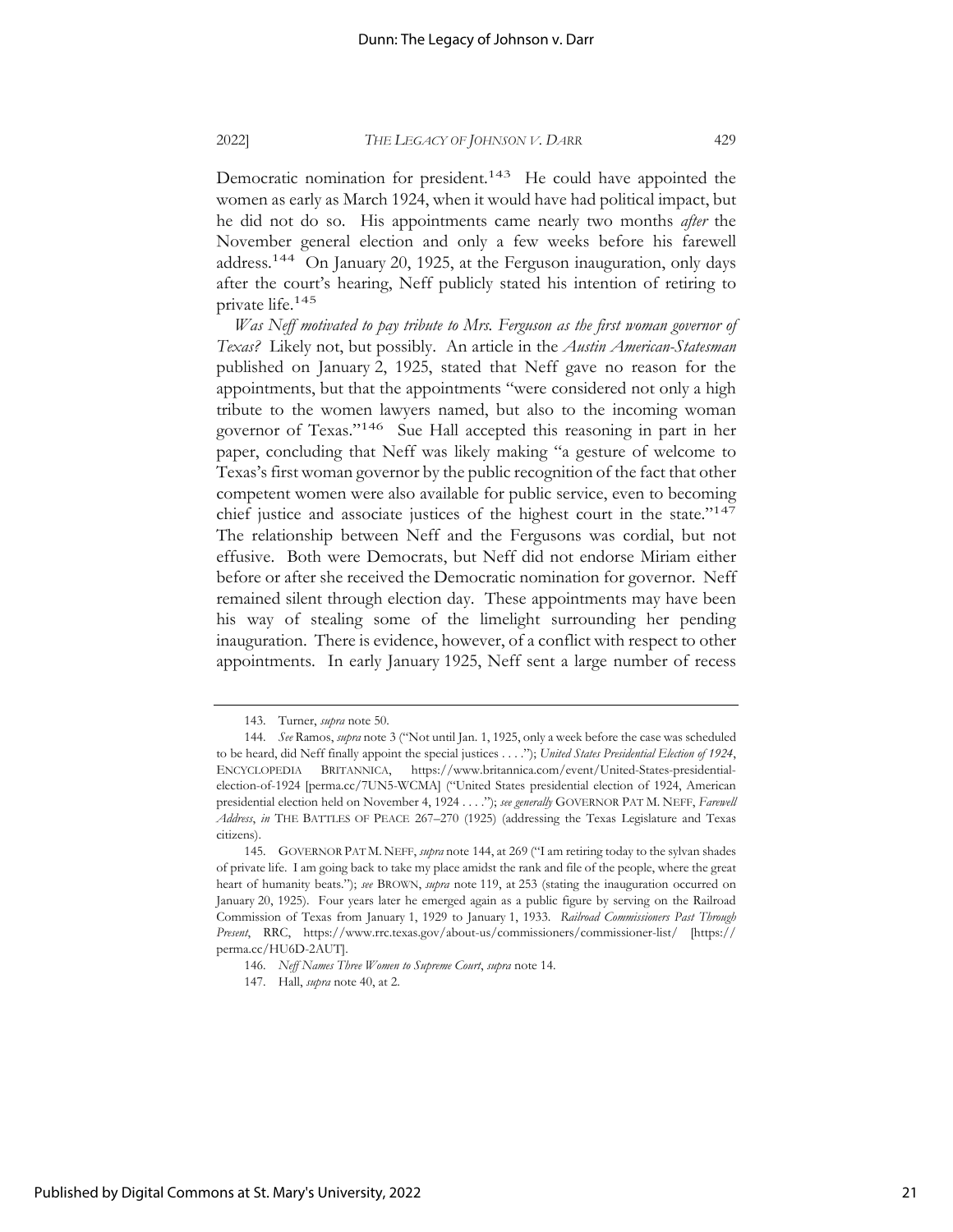Democratic nomination for president.[143] He could have appointed the women as early as March 1924, when it would have had political impact, but he did not do so. His appointments came nearly two months *after* the November general election and only a few weeks before his farewell address.[144] On January 20, 1925, at the Ferguson inauguration, only days after the court's hearing, Neff publicly stated his intention of retiring to private life.[145]

*Was Neff motivated to pay tribute to Mrs. Ferguson as the first woman governor of Texas?* Likely not, but possibly. An article in the *Austin American-Statesman* published on January 2, 1925, stated that Neff gave no reason for the appointments, but that the appointments "were considered not only a high tribute to the women lawyers named, but also to the incoming woman governor of Texas."[146] Sue Hall accepted this reasoning in part in her paper, concluding that Neff was likely making "a gesture of welcome to Texas's first woman governor by the public recognition of the fact that other competent women were also available for public service, even to becoming chief justice and associate justices of the highest court in the state."[147] The relationship between Neff and the Fergusons was cordial, but not effusive. Both were Democrats, but Neff did not endorse Miriam either before or after she received the Democratic nomination for governor. Neff remained silent through election day. These appointments may have been his way of stealing some of the limelight surrounding her pending inauguration. There is evidence, however, of a conflict with respect to other appointments. In early January 1925, Neff sent a large number of recess

---

143. Turner, *supra* note 50.

144. *See* Ramos, *supra* note 3 ("Not until Jan. 1, 1925, only a week before the case was scheduled to be heard, did Neff finally appoint the special justices . . . ."); *United States Presidential Election of 1924*, ENCYCLOPEDIA BRITANNICA, https://www.britannica.com/event/United-States-presidential-election-of-1924 [perma.cc/7UN5-WCMA] ("United States presidential election of 1924, American presidential election held on November 4, 1924 . . . ."); *see generally* GOVERNOR PAT M. NEFF, *Farewell Address*, *in* THE BATTLES OF PEACE 267–270 (1925) (addressing the Texas Legislature and Texas citizens).

145. GOVERNOR PAT M. NEFF, *supra* note 144, at 269 ("I am retiring today to the sylvan shades of private life. I am going back to take my place amidst the rank and file of the people, where the great heart of humanity beats."); *see* BROWN, *supra* note 119, at 253 (stating the inauguration occurred on January 20, 1925). Four years later he emerged again as a public figure by serving on the Railroad Commission of Texas from January 1, 1929 to January 1, 1933. *Railroad Commissioners Past Through Present*, RRC, https://www.rrc.texas.gov/about-us/commissioners/commissioner-list/ [https://perma.cc/HU6D-2AUT].

146. *Neff Names Three Women to Supreme Court*, *supra* note 14.

147. Hall, *supra* note 40, at 2.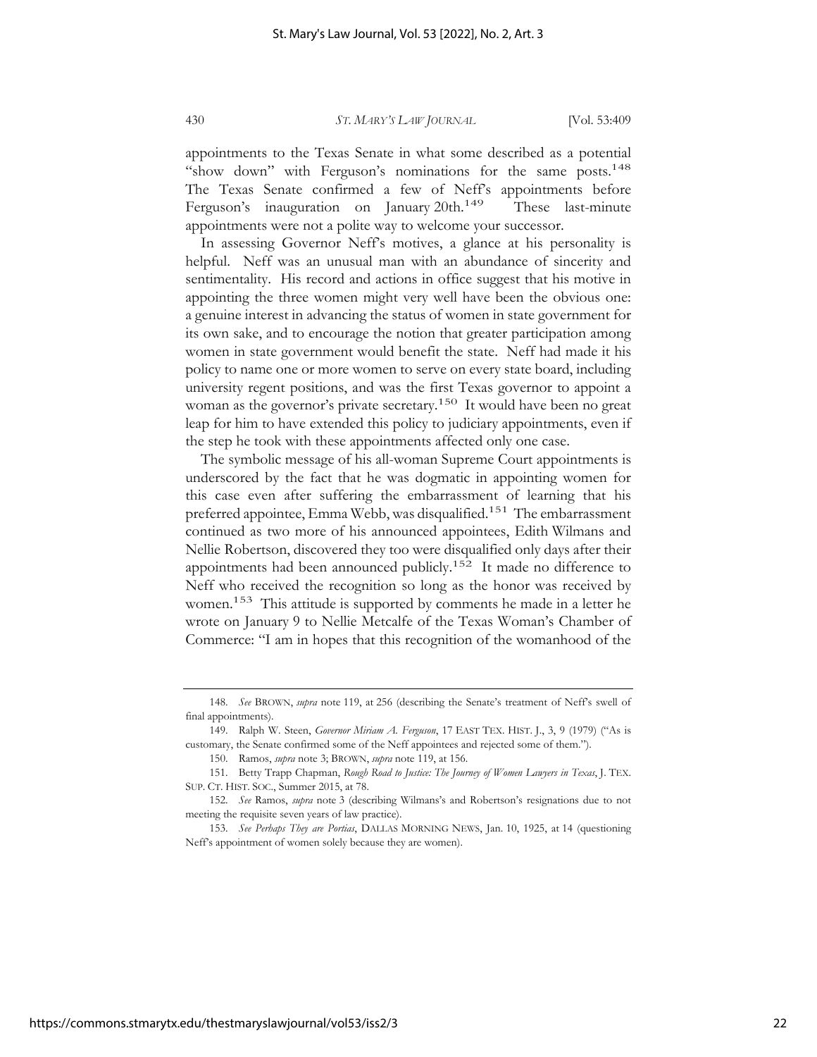appointments to the Texas Senate in what some described as a potential "show down" with Ferguson's nominations for the same posts.[148] The Texas Senate confirmed a few of Neff's appointments before Ferguson's inauguration on January 20th.[149] These last-minute appointments were not a polite way to welcome your successor.

In assessing Governor Neff's motives, a glance at his personality is helpful. Neff was an unusual man with an abundance of sincerity and sentimentality. His record and actions in office suggest that his motive in appointing the three women might very well have been the obvious one: a genuine interest in advancing the status of women in state government for its own sake, and to encourage the notion that greater participation among women in state government would benefit the state. Neff had made it his policy to name one or more women to serve on every state board, including university regent positions, and was the first Texas governor to appoint a woman as the governor's private secretary.[150] It would have been no great leap for him to have extended this policy to judiciary appointments, even if the step he took with these appointments affected only one case.

The symbolic message of his all-woman Supreme Court appointments is underscored by the fact that he was dogmatic in appointing women for this case even after suffering the embarrassment of learning that his preferred appointee, Emma Webb, was disqualified.[151] The embarrassment continued as two more of his announced appointees, Edith Wilmans and Nellie Robertson, discovered they too were disqualified only days after their appointments had been announced publicly.[152] It made no difference to Neff who received the recognition so long as the honor was received by women.[153] This attitude is supported by comments he made in a letter he wrote on January 9 to Nellie Metcalfe of the Texas Woman's Chamber of Commerce: "I am in hopes that this recognition of the womanhood of the

---

148. *See* BROWN, *supra* note 119, at 256 (describing the Senate's treatment of Neff's swell of final appointments).

149. Ralph W. Steen, *Governor Miriam A. Ferguson*, 17 EAST TEX. HIST. J., 3, 9 (1979) ("As is customary, the Senate confirmed some of the Neff appointees and rejected some of them.").

150. Ramos, *supra* note 3; BROWN, *supra* note 119, at 156.

151. Betty Trapp Chapman, *Rough Road to Justice: The Journey of Women Lawyers in Texas*, J. TEX. SUP. CT. HIST. SOC., Summer 2015, at 78.

152. *See* Ramos, *supra* note 3 (describing Wilmans's and Robertson's resignations due to not meeting the requisite seven years of law practice).

153. *See Perhaps They are Portias*, DALLAS MORNING NEWS, Jan. 10, 1925, at 14 (questioning Neff's appointment of women solely because they are women).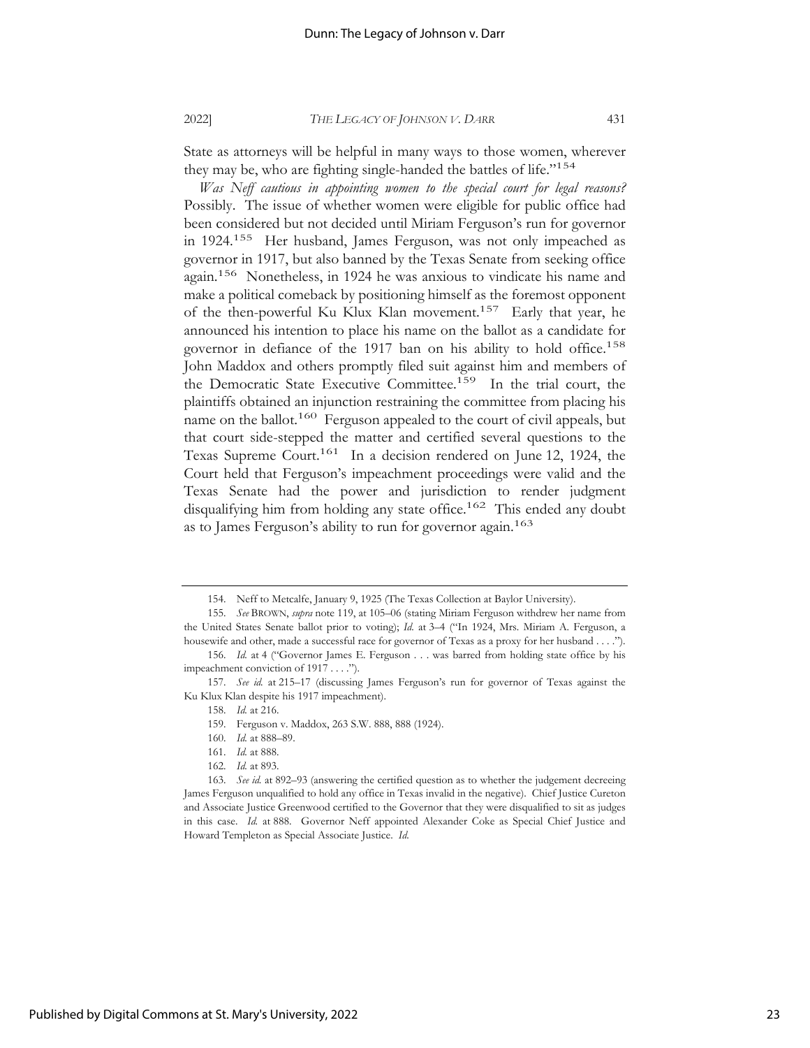State as attorneys will be helpful in many ways to those women, wherever they may be, who are fighting single-handed the battles of life."[154]

*Was Neff cautious in appointing women to the special court for legal reasons?* Possibly. The issue of whether women were eligible for public office had been considered but not decided until Miriam Ferguson's run for governor in 1924.[155] Her husband, James Ferguson, was not only impeached as governor in 1917, but also banned by the Texas Senate from seeking office again.[156] Nonetheless, in 1924 he was anxious to vindicate his name and make a political comeback by positioning himself as the foremost opponent of the then-powerful Ku Klux Klan movement.[157] Early that year, he announced his intention to place his name on the ballot as a candidate for governor in defiance of the 1917 ban on his ability to hold office.[158] John Maddox and others promptly filed suit against him and members of the Democratic State Executive Committee.[159] In the trial court, the plaintiffs obtained an injunction restraining the committee from placing his name on the ballot.[160] Ferguson appealed to the court of civil appeals, but that court side-stepped the matter and certified several questions to the Texas Supreme Court.[161] In a decision rendered on June 12, 1924, the Court held that Ferguson's impeachment proceedings were valid and the Texas Senate had the power and jurisdiction to render judgment disqualifying him from holding any state office.[162] This ended any doubt as to James Ferguson's ability to run for governor again.[163]

---

154. Neff to Metcalfe, January 9, 1925 (The Texas Collection at Baylor University).

155. *See* BROWN, *supra* note 119, at 105–06 (stating Miriam Ferguson withdrew her name from the United States Senate ballot prior to voting); *Id.* at 3–4 ("In 1924, Mrs. Miriam A. Ferguson, a housewife and other, made a successful race for governor of Texas as a proxy for her husband . . . .").

156. *Id.* at 4 ("Governor James E. Ferguson . . . was barred from holding state office by his impeachment conviction of 1917 . . . .").

157. *See id.* at 215–17 (discussing James Ferguson's run for governor of Texas against the Ku Klux Klan despite his 1917 impeachment).

158. *Id.* at 216.

159. Ferguson v. Maddox, 263 S.W. 888, 888 (1924).

160. *Id.* at 888–89.

161. *Id.* at 888.

162. *Id.* at 893.

163. *See id.* at 892–93 (answering the certified question as to whether the judgement decreeing James Ferguson unqualified to hold any office in Texas invalid in the negative). Chief Justice Cureton and Associate Justice Greenwood certified to the Governor that they were disqualified to sit as judges in this case. *Id.* at 888. Governor Neff appointed Alexander Coke as Special Chief Justice and Howard Templeton as Special Associate Justice. *Id.*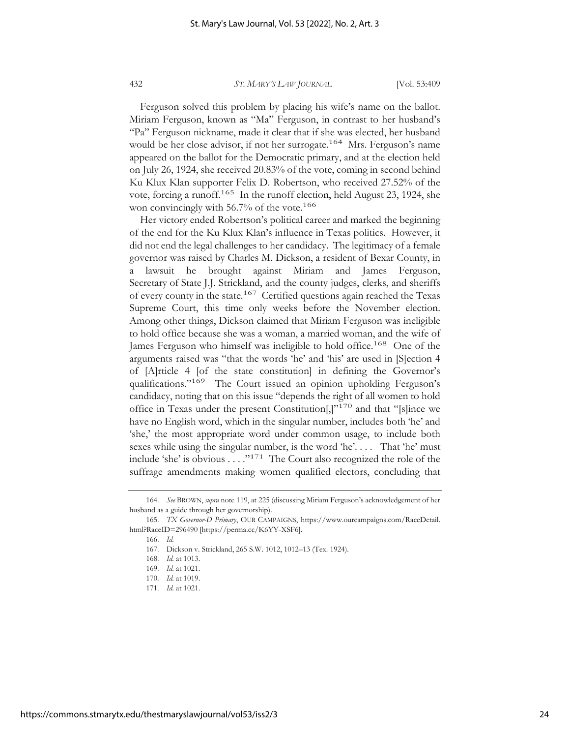Ferguson solved this problem by placing his wife's name on the ballot. Miriam Ferguson, known as "Ma" Ferguson, in contrast to her husband's "Pa" Ferguson nickname, made it clear that if she was elected, her husband would be her close advisor, if not her surrogate.[164] Mrs. Ferguson's name appeared on the ballot for the Democratic primary, and at the election held on July 26, 1924, she received 20.83% of the vote, coming in second behind Ku Klux Klan supporter Felix D. Robertson, who received 27.52% of the vote, forcing a runoff.[165] In the runoff election, held August 23, 1924, she won convincingly with 56.7% of the vote.[166]

Her victory ended Robertson's political career and marked the beginning of the end for the Ku Klux Klan's influence in Texas politics. However, it did not end the legal challenges to her candidacy. The legitimacy of a female governor was raised by Charles M. Dickson, a resident of Bexar County, in a lawsuit he brought against Miriam and James Ferguson, Secretary of State J.J. Strickland, and the county judges, clerks, and sheriffs of every county in the state.[167] Certified questions again reached the Texas Supreme Court, this time only weeks before the November election. Among other things, Dickson claimed that Miriam Ferguson was ineligible to hold office because she was a woman, a married woman, and the wife of James Ferguson who himself was ineligible to hold office.[168] One of the arguments raised was "that the words 'he' and 'his' are used in [S]ection 4 of [A]rticle 4 [of the state constitution] in defining the Governor's qualifications."[169] The Court issued an opinion upholding Ferguson's candidacy, noting that on this issue "depends the right of all women to hold office in Texas under the present Constitution[,]"[170] and that "[s]ince we have no English word, which in the singular number, includes both 'he' and 'she,' the most appropriate word under common usage, to include both sexes while using the singular number, is the word 'he'. . . . That 'he' must include 'she' is obvious . . . ."[171] The Court also recognized the role of the suffrage amendments making women qualified electors, concluding that

---

164. *See* BROWN, *supra* note 119, at 225 (discussing Miriam Ferguson's acknowledgement of her husband as a guide through her governorship).

165. *TX Governor-D Primary*, OUR CAMPAIGNS, https://www.ourcampaigns.com/RaceDetail.html?RaceID=296490 [https://perma.cc/K6YY-XSF6].

166. *Id.*

167. Dickson v. Strickland, 265 S.W. 1012, 1012–13 (Tex. 1924).

168. *Id.* at 1013.

169. *Id.* at 1021.

170. *Id.* at 1019.

171. *Id.* at 1021.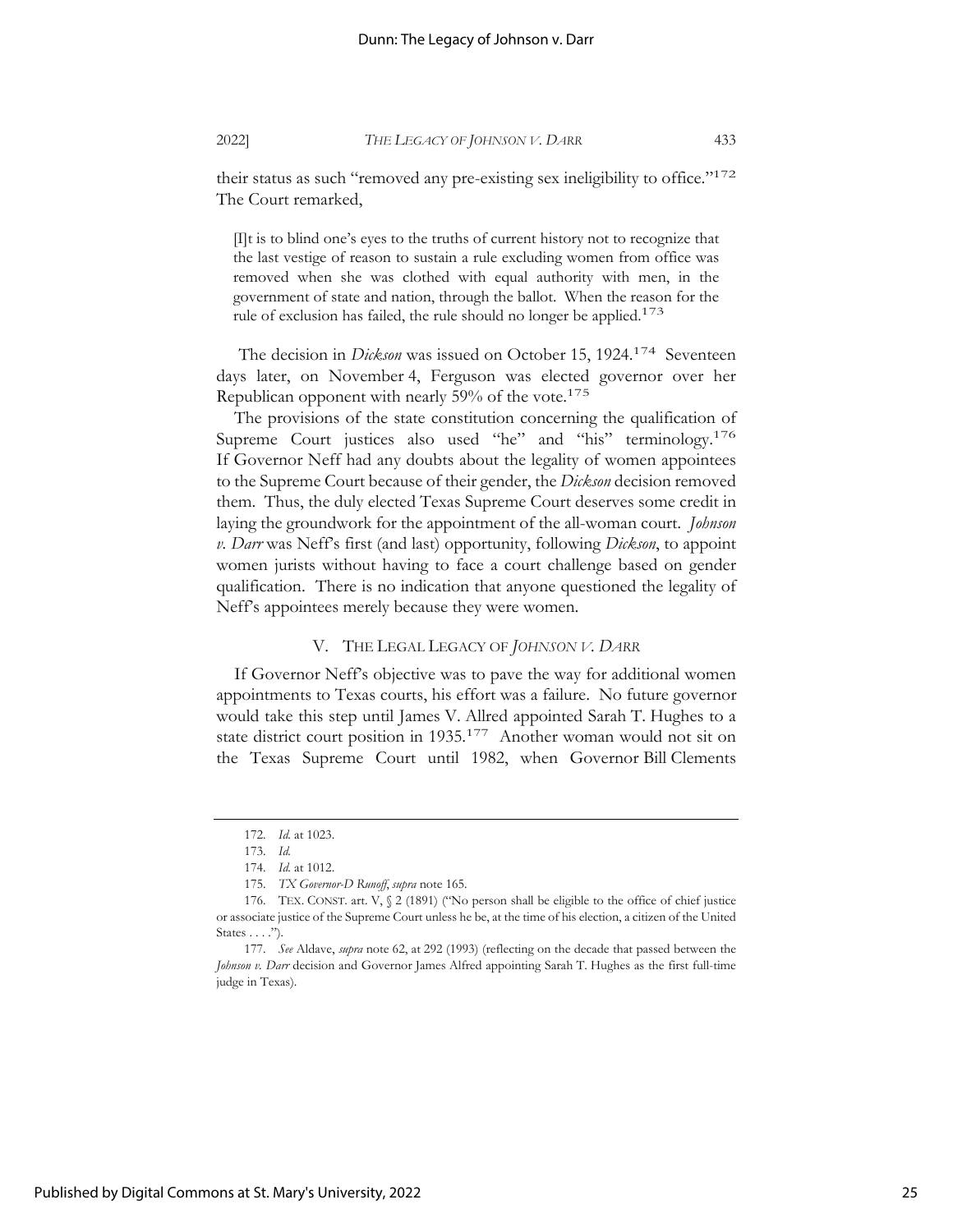their status as such "removed any pre-existing sex ineligibility to office."[172] The Court remarked,

> [I]t is to blind one's eyes to the truths of current history not to recognize that the last vestige of reason to sustain a rule excluding women from office was removed when she was clothed with equal authority with men, in the government of state and nation, through the ballot. When the reason for the rule of exclusion has failed, the rule should no longer be applied.[173]

The decision in *Dickson* was issued on October 15, 1924.[174] Seventeen days later, on November 4, Ferguson was elected governor over her Republican opponent with nearly 59% of the vote.[175]

The provisions of the state constitution concerning the qualification of Supreme Court justices also used "he" and "his" terminology.[176] If Governor Neff had any doubts about the legality of women appointees to the Supreme Court because of their gender, the *Dickson* decision removed them. Thus, the duly elected Texas Supreme Court deserves some credit in laying the groundwork for the appointment of the all-woman court. *Johnson v. Darr* was Neff's first (and last) opportunity, following *Dickson*, to appoint women jurists without having to face a court challenge based on gender qualification. There is no indication that anyone questioned the legality of Neff's appointees merely because they were women.

## V. THE LEGAL LEGACY OF *JOHNSON V. DARR*

If Governor Neff's objective was to pave the way for additional women appointments to Texas courts, his effort was a failure. No future governor would take this step until James V. Allred appointed Sarah T. Hughes to a state district court position in 1935.[177] Another woman would not sit on the Texas Supreme Court until 1982, when Governor Bill Clements

---

172. *Id.* at 1023.

173. *Id.*

174. *Id.* at 1012.

175. *TX Governor-D Runoff*, *supra* note 165.

176. TEX. CONST. art. V, § 2 (1891) ("No person shall be eligible to the office of chief justice or associate justice of the Supreme Court unless he be, at the time of his election, a citizen of the United States . . . .").

177. *See* Aldave, *supra* note 62, at 292 (1993) (reflecting on the decade that passed between the *Johnson v. Darr* decision and Governor James Alfred appointing Sarah T. Hughes as the first full-time judge in Texas).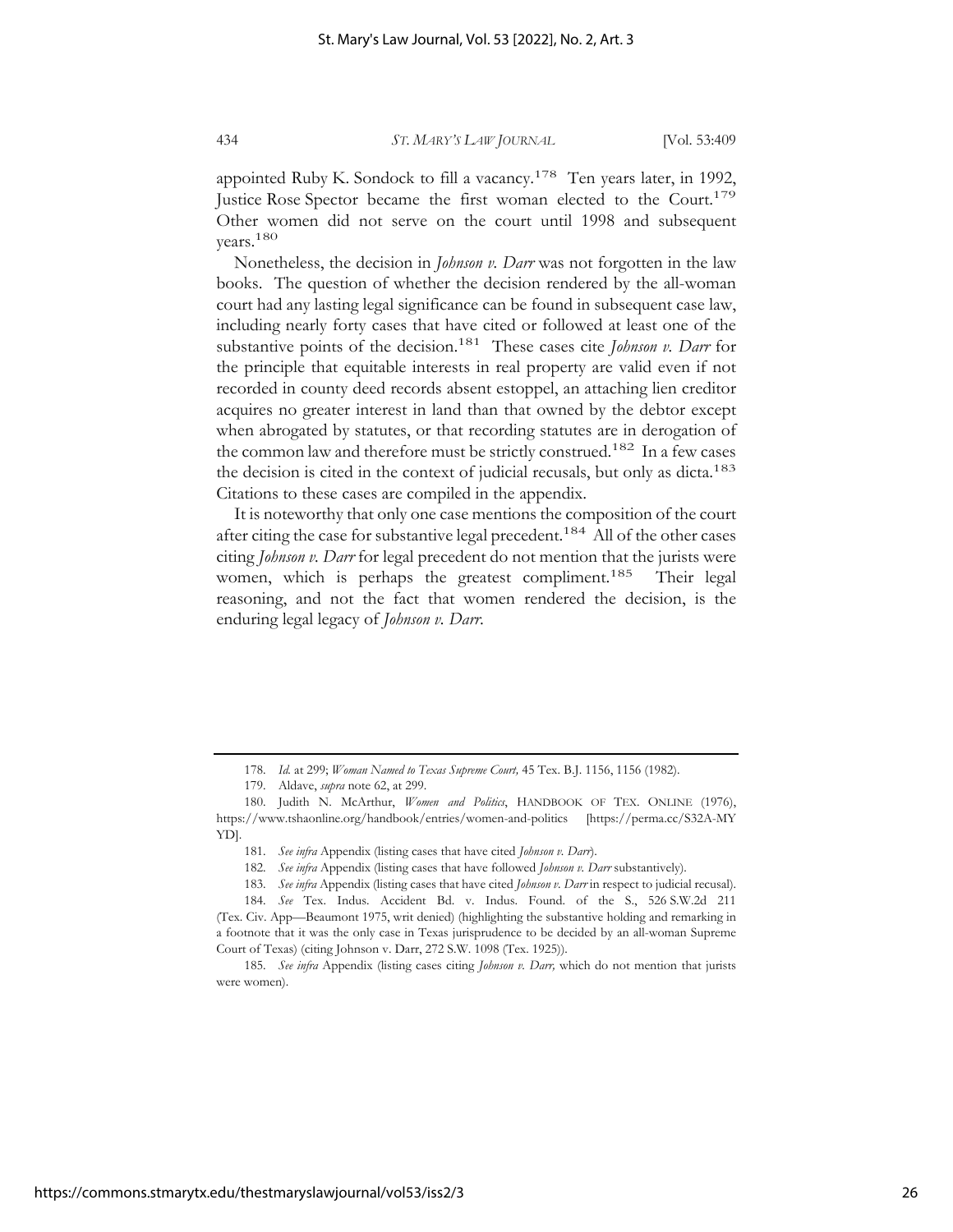appointed Ruby K. Sondock to fill a vacancy.[178] Ten years later, in 1992, Justice Rose Spector became the first woman elected to the Court.[179] Other women did not serve on the court until 1998 and subsequent years.[180]

Nonetheless, the decision in *Johnson v. Darr* was not forgotten in the law books. The question of whether the decision rendered by the all-woman court had any lasting legal significance can be found in subsequent case law, including nearly forty cases that have cited or followed at least one of the substantive points of the decision.[181] These cases cite *Johnson v. Darr* for the principle that equitable interests in real property are valid even if not recorded in county deed records absent estoppel, an attaching lien creditor acquires no greater interest in land than that owned by the debtor except when abrogated by statutes, or that recording statutes are in derogation of the common law and therefore must be strictly construed.[182] In a few cases the decision is cited in the context of judicial recusals, but only as dicta.[183] Citations to these cases are compiled in the appendix.

It is noteworthy that only one case mentions the composition of the court after citing the case for substantive legal precedent.[184] All of the other cases citing *Johnson v. Darr* for legal precedent do not mention that the jurists were women, which is perhaps the greatest compliment.[185] Their legal reasoning, and not the fact that women rendered the decision, is the enduring legal legacy of *Johnson v. Darr*.

---

178. *Id.* at 299; *Woman Named to Texas Supreme Court,* 45 Tex. B.J. 1156, 1156 (1982).

179. Aldave, *supra* note 62, at 299.

180. Judith N. McArthur, *Women and Politics*, HANDBOOK OF TEX. ONLINE (1976), https://www.tshaonline.org/handbook/entries/women-and-politics [https://perma.cc/S32A-MYYD].

181. *See infra* Appendix (listing cases that have cited *Johnson v. Darr*).

182. *See infra* Appendix (listing cases that have followed *Johnson v. Darr* substantively).

183. *See infra* Appendix (listing cases that have cited *Johnson v. Darr* in respect to judicial recusal).

184. *See* Tex. Indus. Accident Bd. v. Indus. Found. of the S., 526 S.W.2d 211 (Tex. Civ. App—Beaumont 1975, writ denied) (highlighting the substantive holding and remarking in a footnote that it was the only case in Texas jurisprudence to be decided by an all-woman Supreme Court of Texas) (citing Johnson v. Darr, 272 S.W. 1098 (Tex. 1925)).

185. *See infra* Appendix (listing cases citing *Johnson v. Darr,* which do not mention that jurists were women).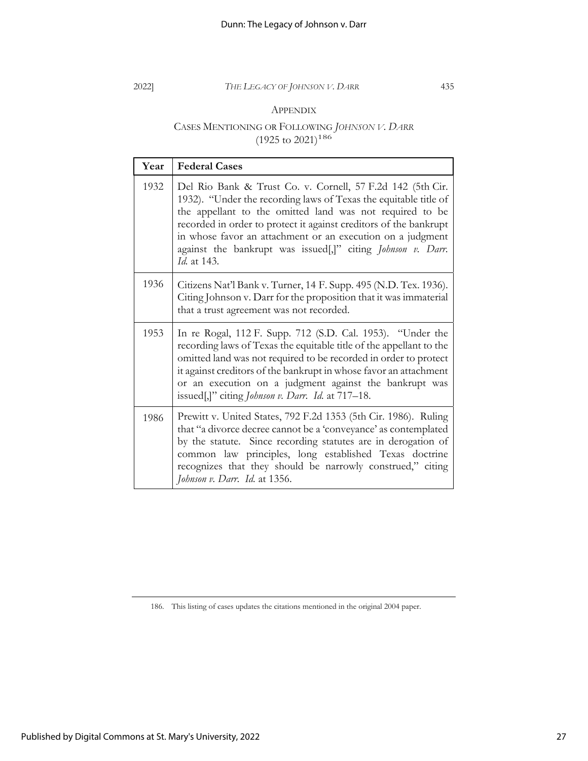## APPENDIX

### CASES MENTIONING OR FOLLOWING *JOHNSON V. DARR* (1925 to 2021)[186]

| Year | Federal Cases |
|---|---|
| 1932 | Del Rio Bank & Trust Co. v. Cornell, 57 F.2d 142 (5th Cir. 1932). "Under the recording laws of Texas the equitable title of the appellant to the omitted land was not required to be recorded in order to protect it against creditors of the bankrupt in whose favor an attachment or an execution on a judgment against the bankrupt was issued[,]" citing *Johnson v. Darr*. *Id.* at 143. |
| 1936 | Citizens Nat'l Bank v. Turner, 14 F. Supp. 495 (N.D. Tex. 1936). Citing Johnson v. Darr for the proposition that it was immaterial that a trust agreement was not recorded. |
| 1953 | In re Rogal, 112 F. Supp. 712 (S.D. Cal. 1953). "Under the recording laws of Texas the equitable title of the appellant to the omitted land was not required to be recorded in order to protect it against creditors of the bankrupt in whose favor an attachment or an execution on a judgment against the bankrupt was issued[,]" citing *Johnson v. Darr*. *Id.* at 717–18. |
| 1986 | Prewitt v. United States, 792 F.2d 1353 (5th Cir. 1986). Ruling that "a divorce decree cannot be a 'conveyance' as contemplated by the statute. Since recording statutes are in derogation of common law principles, long established Texas doctrine recognizes that they should be narrowly construed," citing *Johnson v. Darr*. *Id.* at 1356. |

186. This listing of cases updates the citations mentioned in the original 2004 paper.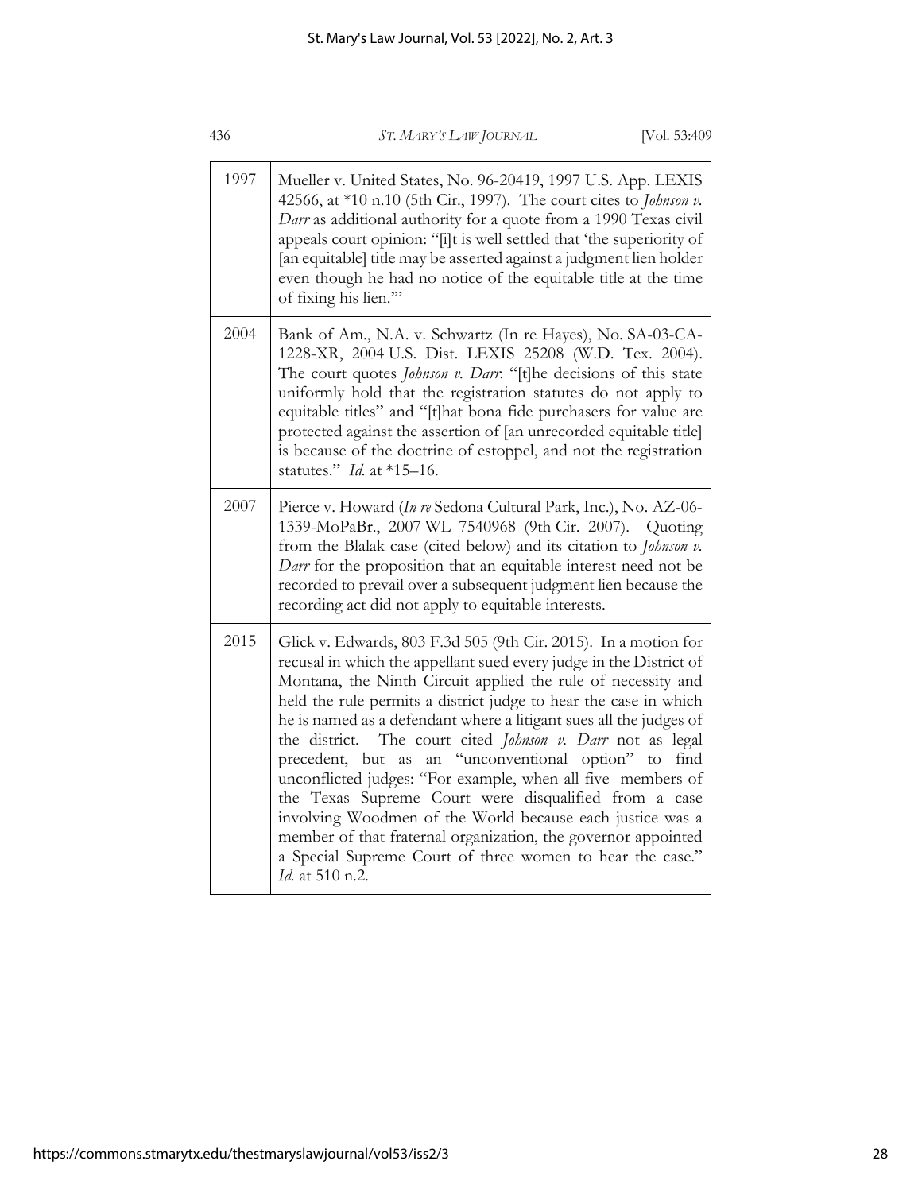| | |
|---|---|
| 1997 | Mueller v. United States, No. 96-20419, 1997 U.S. App. LEXIS 42566, at *10 n.10 (5th Cir., 1997). The court cites to *Johnson v. Darr* as additional authority for a quote from a 1990 Texas civil appeals court opinion: "[i]t is well settled that 'the superiority of [an equitable] title may be asserted against a judgment lien holder even though he had no notice of the equitable title at the time of fixing his lien.'" |
| 2004 | Bank of Am., N.A. v. Schwartz (In re Hayes), No. SA-03-CA-1228-XR, 2004 U.S. Dist. LEXIS 25208 (W.D. Tex. 2004). The court quotes *Johnson v. Darr*: "[t]he decisions of this state uniformly hold that the registration statutes do not apply to equitable titles" and "[t]hat bona fide purchasers for value are protected against the assertion of [an unrecorded equitable title] is because of the doctrine of estoppel, and not the registration statutes." *Id.* at *15–16. |
| 2007 | Pierce v. Howard (*In re* Sedona Cultural Park, Inc.), No. AZ-06-1339-MoPaBr., 2007 WL 7540968 (9th Cir. 2007). Quoting from the Blalak case (cited below) and its citation to *Johnson v. Darr* for the proposition that an equitable interest need not be recorded to prevail over a subsequent judgment lien because the recording act did not apply to equitable interests. |
| 2015 | Glick v. Edwards, 803 F.3d 505 (9th Cir. 2015). In a motion for recusal in which the appellant sued every judge in the District of Montana, the Ninth Circuit applied the rule of necessity and held the rule permits a district judge to hear the case in which he is named as a defendant where a litigant sues all the judges of the district. The court cited *Johnson v. Darr* not as legal precedent, but as an "unconventional option" to find unconflicted judges: "For example, when all five members of the Texas Supreme Court were disqualified from a case involving Woodmen of the World because each justice was a member of that fraternal organization, the governor appointed a Special Supreme Court of three women to hear the case." *Id.* at 510 n.2. |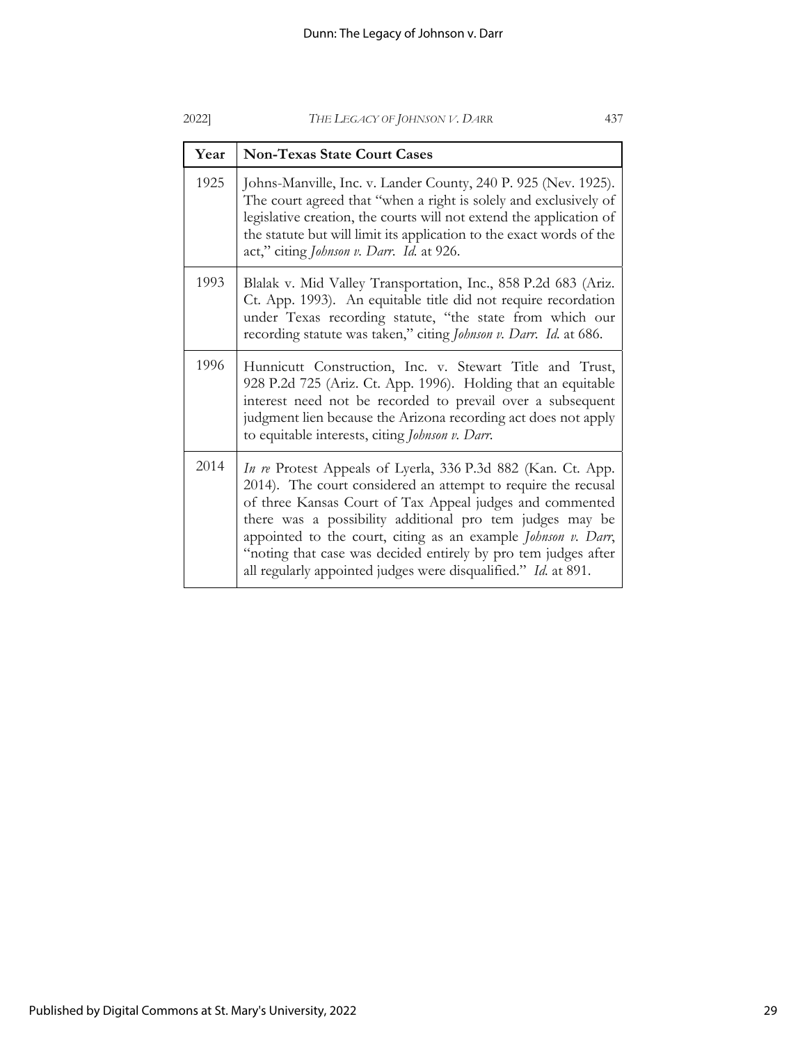| Year | Non-Texas State Court Cases |
|---|---|
| 1925 | Johns-Manville, Inc. v. Lander County, 240 P. 925 (Nev. 1925). The court agreed that "when a right is solely and exclusively of legislative creation, the courts will not extend the application of the statute but will limit its application to the exact words of the act," citing *Johnson v. Darr*. *Id.* at 926. |
| 1993 | Blalak v. Mid Valley Transportation, Inc., 858 P.2d 683 (Ariz. Ct. App. 1993). An equitable title did not require recordation under Texas recording statute, "the state from which our recording statute was taken," citing *Johnson v. Darr*. *Id.* at 686. |
| 1996 | Hunnicutt Construction, Inc. v. Stewart Title and Trust, 928 P.2d 725 (Ariz. Ct. App. 1996). Holding that an equitable interest need not be recorded to prevail over a subsequent judgment lien because the Arizona recording act does not apply to equitable interests, citing *Johnson v. Darr*. |
| 2014 | *In re* Protest Appeals of Lyerla, 336 P.3d 882 (Kan. Ct. App. 2014). The court considered an attempt to require the recusal of three Kansas Court of Tax Appeal judges and commented there was a possibility additional pro tem judges may be appointed to the court, citing as an example *Johnson v. Darr*, "noting that case was decided entirely by pro tem judges after all regularly appointed judges were disqualified." *Id.* at 891. |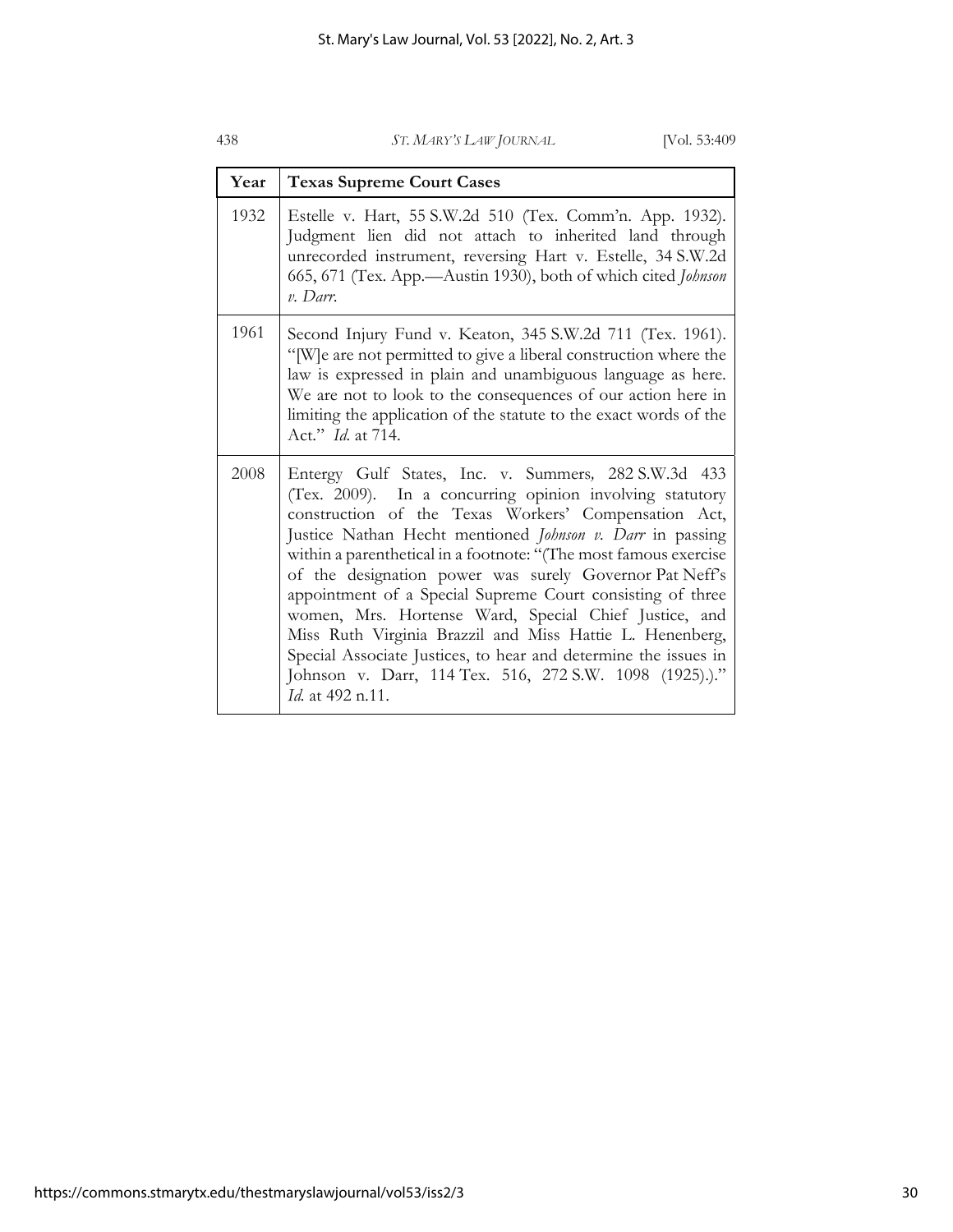| Year | Texas Supreme Court Cases |
| --- | --- |
| 1932 | Estelle v. Hart, 55 S.W.2d 510 (Tex. Comm'n. App. 1932). Judgment lien did not attach to inherited land through unrecorded instrument, reversing Hart v. Estelle, 34 S.W.2d 665, 671 (Tex. App.—Austin 1930), both of which cited *Johnson v. Darr*. |
| 1961 | Second Injury Fund v. Keaton, 345 S.W.2d 711 (Tex. 1961). "[W]e are not permitted to give a liberal construction where the law is expressed in plain and unambiguous language as here. We are not to look to the consequences of our action here in limiting the application of the statute to the exact words of the Act." *Id.* at 714. |
| 2008 | Entergy Gulf States, Inc. v. Summers, 282 S.W.3d 433 (Tex. 2009). In a concurring opinion involving statutory construction of the Texas Workers' Compensation Act, Justice Nathan Hecht mentioned *Johnson v. Darr* in passing within a parenthetical in a footnote: "(The most famous exercise of the designation power was surely Governor Pat Neff's appointment of a Special Supreme Court consisting of three women, Mrs. Hortense Ward, Special Chief Justice, and Miss Ruth Virginia Brazzil and Miss Hattie L. Henenberg, Special Associate Justices, to hear and determine the issues in Johnson v. Darr, 114 Tex. 516, 272 S.W. 1098 (1925).)." *Id.* at 492 n.11. |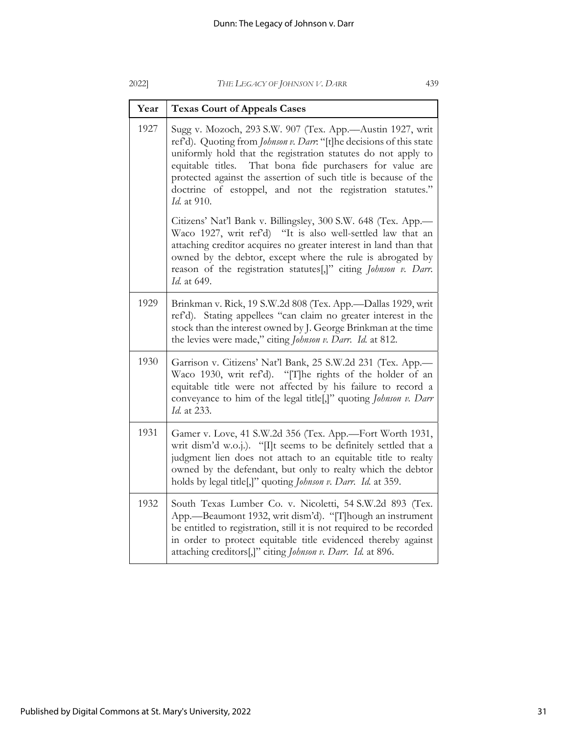| Year | Texas Court of Appeals Cases |
|---|---|
| 1927 | Sugg v. Mozoch, 293 S.W. 907 (Tex. App.—Austin 1927, writ ref'd). Quoting from *Johnson v. Darr*: "[t]he decisions of this state uniformly hold that the registration statutes do not apply to equitable titles. That bona fide purchasers for value are protected against the assertion of such title is because of the doctrine of estoppel, and not the registration statutes." *Id.* at 910. |
| | Citizens' Nat'l Bank v. Billingsley, 300 S.W. 648 (Tex. App.—Waco 1927, writ ref'd) "It is also well-settled law that an attaching creditor acquires no greater interest in land than that owned by the debtor, except where the rule is abrogated by reason of the registration statutes[,]" citing *Johnson v. Darr*. *Id.* at 649. |
| 1929 | Brinkman v. Rick, 19 S.W.2d 808 (Tex. App.—Dallas 1929, writ ref'd). Stating appellees "can claim no greater interest in the stock than the interest owned by J. George Brinkman at the time the levies were made," citing *Johnson v. Darr*. *Id.* at 812. |
| 1930 | Garrison v. Citizens' Nat'l Bank, 25 S.W.2d 231 (Tex. App.—Waco 1930, writ ref'd). "[T]he rights of the holder of an equitable title were not affected by his failure to record a conveyance to him of the legal title[,]" quoting *Johnson v. Darr* *Id.* at 233. |
| 1931 | Gamer v. Love, 41 S.W.2d 356 (Tex. App.—Fort Worth 1931, writ dism'd w.o.j.). "[I]t seems to be definitely settled that a judgment lien does not attach to an equitable title to realty owned by the defendant, but only to realty which the debtor holds by legal title[,]" quoting *Johnson v. Darr*. *Id.* at 359. |
| 1932 | South Texas Lumber Co. v. Nicoletti, 54 S.W.2d 893 (Tex. App.—Beaumont 1932, writ dism'd). "[T]hough an instrument be entitled to registration, still it is not required to be recorded in order to protect equitable title evidenced thereby against attaching creditors[,]" citing *Johnson v. Darr*. *Id.* at 896. |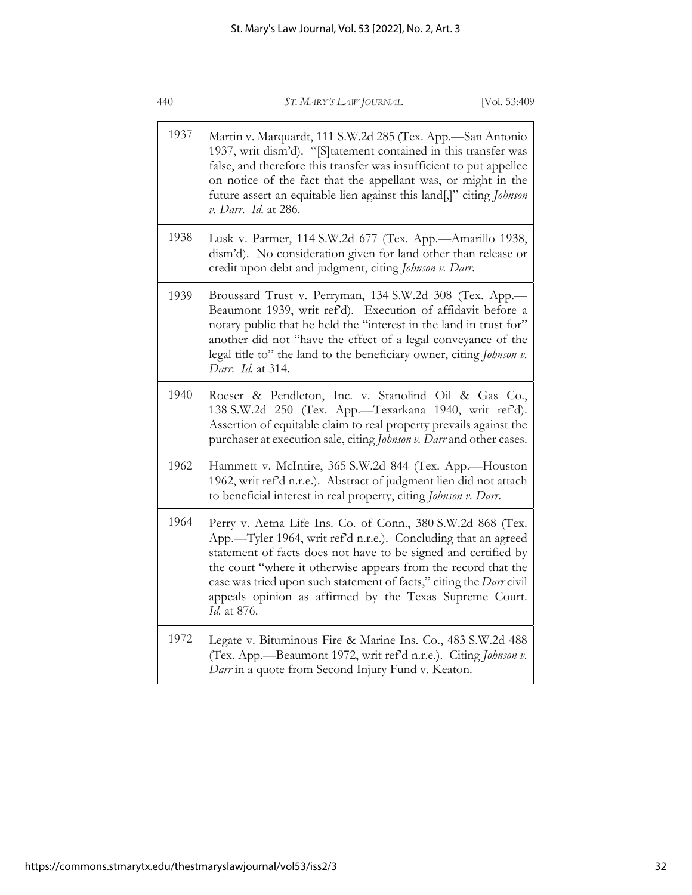| | |
|---|---|
| 1937 | Martin v. Marquardt, 111 S.W.2d 285 (Tex. App.—San Antonio 1937, writ dism'd). "[S]tatement contained in this transfer was false, and therefore this transfer was insufficient to put appellee on notice of the fact that the appellant was, or might in the future assert an equitable lien against this land[,]" citing *Johnson v. Darr*. *Id.* at 286. |
| 1938 | Lusk v. Parmer, 114 S.W.2d 677 (Tex. App.—Amarillo 1938, dism'd). No consideration given for land other than release or credit upon debt and judgment, citing *Johnson v. Darr*. |
| 1939 | Broussard Trust v. Perryman, 134 S.W.2d 308 (Tex. App.—Beaumont 1939, writ ref'd). Execution of affidavit before a notary public that he held the "interest in the land in trust for" another did not "have the effect of a legal conveyance of the legal title to" the land to the beneficiary owner, citing *Johnson v. Darr*. *Id.* at 314. |
| 1940 | Roeser & Pendleton, Inc. v. Stanolind Oil & Gas Co., 138 S.W.2d 250 (Tex. App.—Texarkana 1940, writ ref'd). Assertion of equitable claim to real property prevails against the purchaser at execution sale, citing *Johnson v. Darr* and other cases. |
| 1962 | Hammett v. McIntire, 365 S.W.2d 844 (Tex. App.—Houston 1962, writ ref'd n.r.e.). Abstract of judgment lien did not attach to beneficial interest in real property, citing *Johnson v. Darr*. |
| 1964 | Perry v. Aetna Life Ins. Co. of Conn., 380 S.W.2d 868 (Tex. App.—Tyler 1964, writ ref'd n.r.e.). Concluding that an agreed statement of facts does not have to be signed and certified by the court "where it otherwise appears from the record that the case was tried upon such statement of facts," citing the *Darr* civil appeals opinion as affirmed by the Texas Supreme Court. *Id.* at 876. |
| 1972 | Legate v. Bituminous Fire & Marine Ins. Co., 483 S.W.2d 488 (Tex. App.—Beaumont 1972, writ ref'd n.r.e.). Citing *Johnson v. Darr* in a quote from Second Injury Fund v. Keaton. |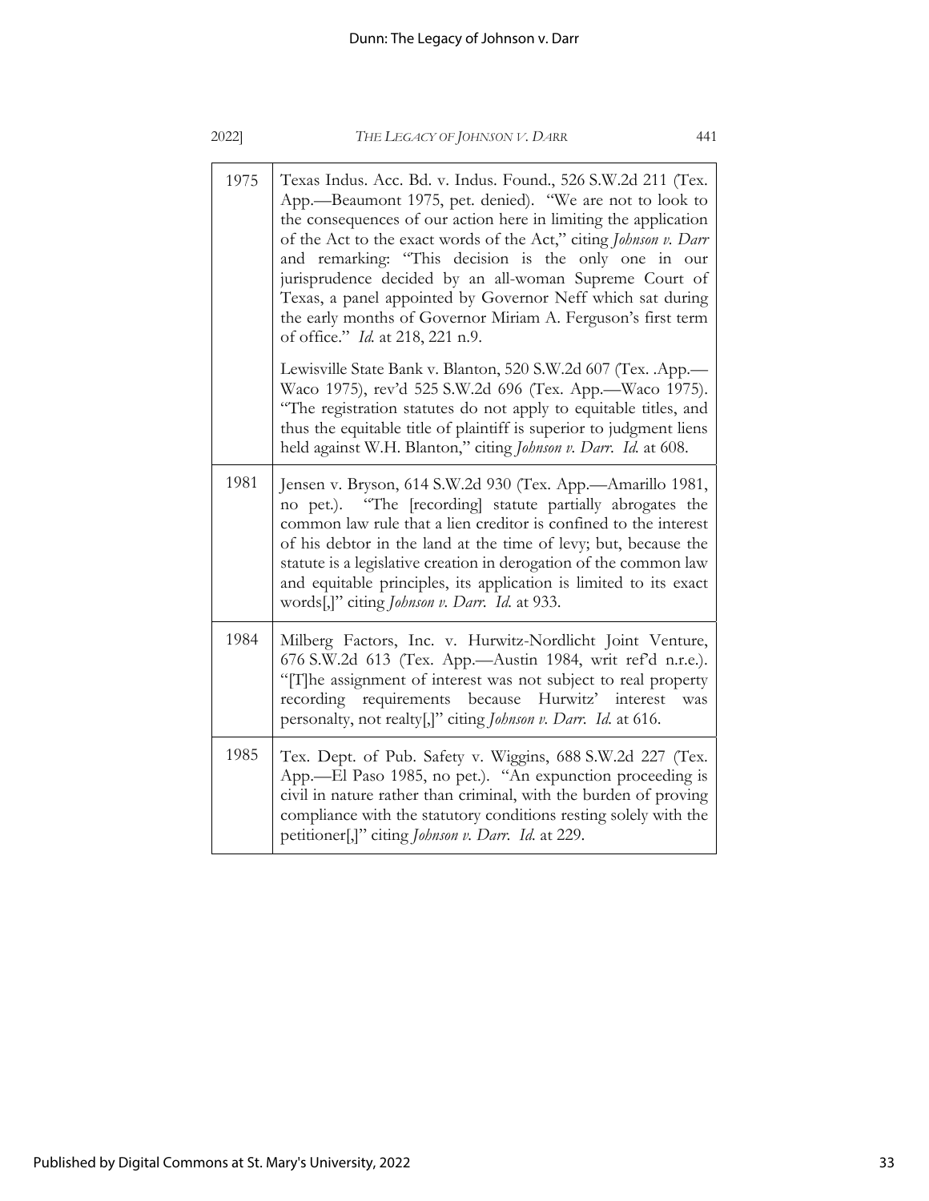| | |
|---|---|
| 1975 | Texas Indus. Acc. Bd. v. Indus. Found., 526 S.W.2d 211 (Tex. App.—Beaumont 1975, pet. denied). "We are not to look to the consequences of our action here in limiting the application of the Act to the exact words of the Act," citing *Johnson v. Darr* and remarking: "This decision is the only one in our jurisprudence decided by an all-woman Supreme Court of Texas, a panel appointed by Governor Neff which sat during the early months of Governor Miriam A. Ferguson's first term of office." *Id.* at 218, 221 n.9.<br><br>Lewisville State Bank v. Blanton, 520 S.W.2d 607 (Tex. .App.—Waco 1975), rev'd 525 S.W.2d 696 (Tex. App.—Waco 1975). "The registration statutes do not apply to equitable titles, and thus the equitable title of plaintiff is superior to judgment liens held against W.H. Blanton," citing *Johnson v. Darr*. *Id.* at 608. |
| 1981 | Jensen v. Bryson, 614 S.W.2d 930 (Tex. App.—Amarillo 1981, no pet.). "The [recording] statute partially abrogates the common law rule that a lien creditor is confined to the interest of his debtor in the land at the time of levy; but, because the statute is a legislative creation in derogation of the common law and equitable principles, its application is limited to its exact words[,]" citing *Johnson v. Darr*. *Id.* at 933. |
| 1984 | Milberg Factors, Inc. v. Hurwitz-Nordlicht Joint Venture, 676 S.W.2d 613 (Tex. App.—Austin 1984, writ ref'd n.r.e.). "[T]he assignment of interest was not subject to real property recording requirements because Hurwitz' interest was personalty, not realty[,]" citing *Johnson v. Darr*. *Id.* at 616. |
| 1985 | Tex. Dept. of Pub. Safety v. Wiggins, 688 S.W.2d 227 (Tex. App.—El Paso 1985, no pet.). "An expunction proceeding is civil in nature rather than criminal, with the burden of proving compliance with the statutory conditions resting solely with the petitioner[,]" citing *Johnson v. Darr*. *Id.* at 229. |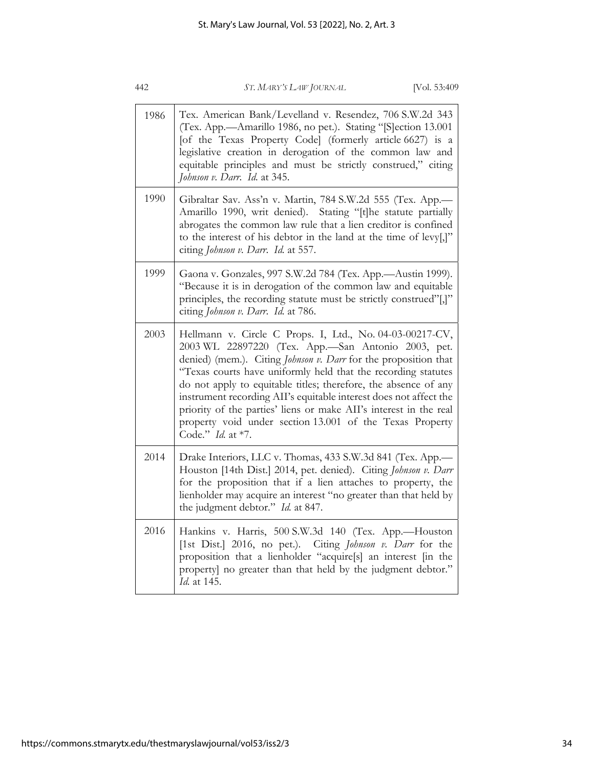| | |
|---|---|
| 1986 | Tex. American Bank/Levelland v. Resendez, 706 S.W.2d 343 (Tex. App.—Amarillo 1986, no pet.). Stating "[S]ection 13.001 [of the Texas Property Code] (formerly article 6627) is a legislative creation in derogation of the common law and equitable principles and must be strictly construed," citing *Johnson v. Darr*. *Id.* at 345. |
| 1990 | Gibraltar Sav. Ass'n v. Martin, 784 S.W.2d 555 (Tex. App.—Amarillo 1990, writ denied). Stating "[t]he statute partially abrogates the common law rule that a lien creditor is confined to the interest of his debtor in the land at the time of levy[,]" citing *Johnson v. Darr*. *Id.* at 557. |
| 1999 | Gaona v. Gonzales, 997 S.W.2d 784 (Tex. App.—Austin 1999). "Because it is in derogation of the common law and equitable principles, the recording statute must be strictly construed"[,]" citing *Johnson v. Darr*. *Id.* at 786. |
| 2003 | Hellmann v. Circle C Props. I, Ltd., No. 04-03-00217-CV, 2003 WL 22897220 (Tex. App.—San Antonio 2003, pet. denied) (mem.). Citing *Johnson v. Darr* for the proposition that "Texas courts have uniformly held that the recording statutes do not apply to equitable titles; therefore, the absence of any instrument recording AII's equitable interest does not affect the priority of the parties' liens or make AII's interest in the real property void under section 13.001 of the Texas Property Code." *Id.* at *7. |
| 2014 | Drake Interiors, LLC v. Thomas, 433 S.W.3d 841 (Tex. App.—Houston [14th Dist.] 2014, pet. denied). Citing *Johnson v. Darr* for the proposition that if a lien attaches to property, the lienholder may acquire an interest "no greater than that held by the judgment debtor." *Id.* at 847. |
| 2016 | Hankins v. Harris, 500 S.W.3d 140 (Tex. App.—Houston [1st Dist.] 2016, no pet.). Citing *Johnson v. Darr* for the proposition that a lienholder "acquire[s] an interest [in the property] no greater than that held by the judgment debtor." *Id.* at 145. |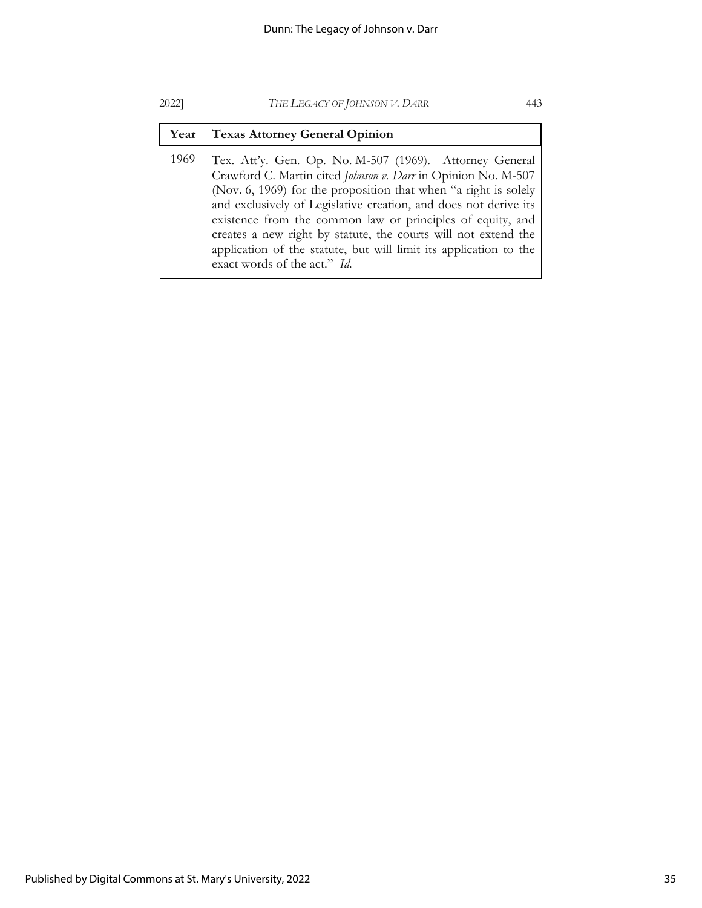| Year | Texas Attorney General Opinion |
| --- | --- |
| 1969 | Tex. Att'y. Gen. Op. No. M-507 (1969). Attorney General Crawford C. Martin cited *Johnson v. Darr* in Opinion No. M-507 (Nov. 6, 1969) for the proposition that when "a right is solely and exclusively of Legislative creation, and does not derive its existence from the common law or principles of equity, and creates a new right by statute, the courts will not extend the application of the statute, but will limit its application to the exact words of the act." *Id.* |